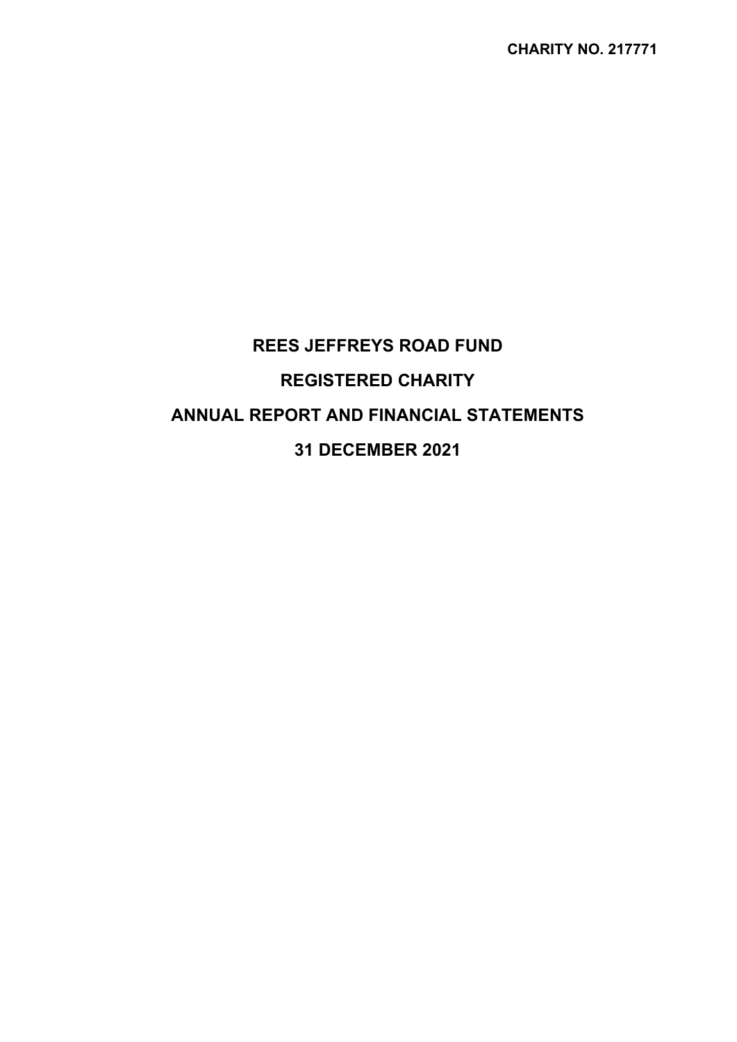**CHARITY NO. 217771**

# REES JEFFREYS ROAD FUND

# REGISTERED CHARITY

# ANNUAL REPORT AND FINANCIAL STATEMENTS

# 31 DECEMBER 2021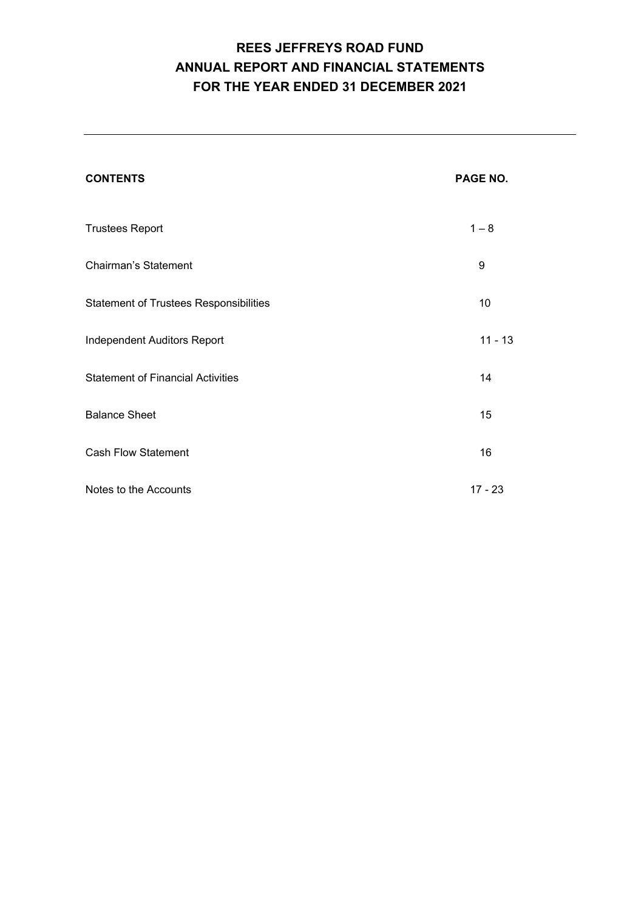# REES JEFFREYS ROAD FUND
# ANNUAL REPORT AND FINANCIAL STATEMENTS
# FOR THE YEAR ENDED 31 DECEMBER 2021

| **CONTENTS** | **PAGE NO.** |
|---|---|
| Trustees Report | 1 – 8 |
| Chairman's Statement | 9 |
| Statement of Trustees Responsibilities | 10 |
| Independent Auditors Report | 11 - 13 |
| Statement of Financial Activities | 14 |
| Balance Sheet | 15 |
| Cash Flow Statement | 16 |
| Notes to the Accounts | 17 - 23 |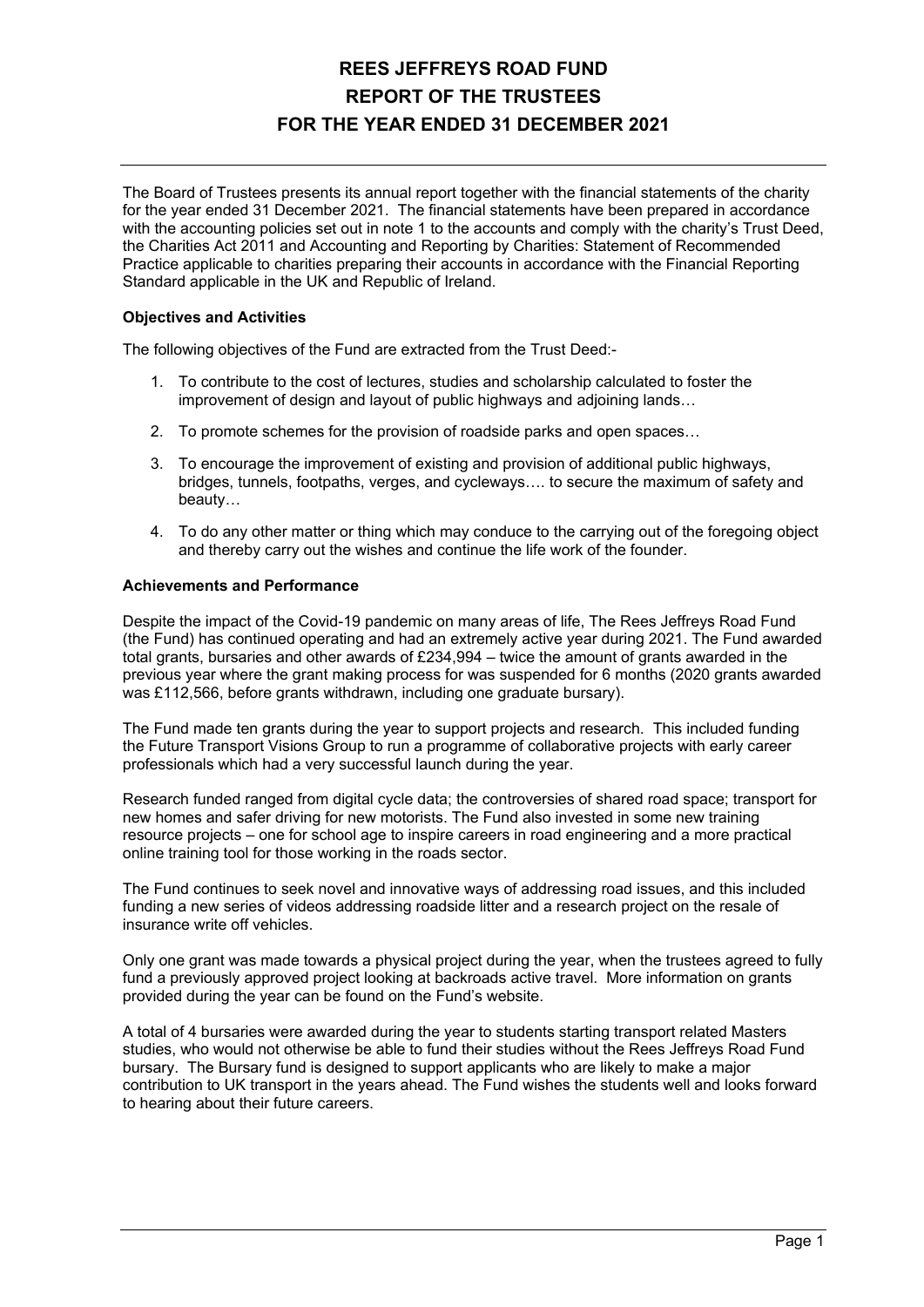# REES JEFFREYS ROAD FUND
# REPORT OF THE TRUSTEES
# FOR THE YEAR ENDED 31 DECEMBER 2021

The Board of Trustees presents its annual report together with the financial statements of the charity for the year ended 31 December 2021. The financial statements have been prepared in accordance with the accounting policies set out in note 1 to the accounts and comply with the charity's Trust Deed, the Charities Act 2011 and Accounting and Reporting by Charities: Statement of Recommended Practice applicable to charities preparing their accounts in accordance with the Financial Reporting Standard applicable in the UK and Republic of Ireland.

**Objectives and Activities**

The following objectives of the Fund are extracted from the Trust Deed:-

1. To contribute to the cost of lectures, studies and scholarship calculated to foster the improvement of design and layout of public highways and adjoining lands…
2. To promote schemes for the provision of roadside parks and open spaces…
3. To encourage the improvement of existing and provision of additional public highways, bridges, tunnels, footpaths, verges, and cycleways…. to secure the maximum of safety and beauty…
4. To do any other matter or thing which may conduce to the carrying out of the foregoing object and thereby carry out the wishes and continue the life work of the founder.

**Achievements and Performance**

Despite the impact of the Covid-19 pandemic on many areas of life, The Rees Jeffreys Road Fund (the Fund) has continued operating and had an extremely active year during 2021. The Fund awarded total grants, bursaries and other awards of £234,994 – twice the amount of grants awarded in the previous year where the grant making process for was suspended for 6 months (2020 grants awarded was £112,566, before grants withdrawn, including one graduate bursary).

The Fund made ten grants during the year to support projects and research. This included funding the Future Transport Visions Group to run a programme of collaborative projects with early career professionals which had a very successful launch during the year.

Research funded ranged from digital cycle data; the controversies of shared road space; transport for new homes and safer driving for new motorists. The Fund also invested in some new training resource projects – one for school age to inspire careers in road engineering and a more practical online training tool for those working in the roads sector.

The Fund continues to seek novel and innovative ways of addressing road issues, and this included funding a new series of videos addressing roadside litter and a research project on the resale of insurance write off vehicles.

Only one grant was made towards a physical project during the year, when the trustees agreed to fully fund a previously approved project looking at backroads active travel. More information on grants provided during the year can be found on the Fund's website.

A total of 4 bursaries were awarded during the year to students starting transport related Masters studies, who would not otherwise be able to fund their studies without the Rees Jeffreys Road Fund bursary. The Bursary fund is designed to support applicants who are likely to make a major contribution to UK transport in the years ahead. The Fund wishes the students well and looks forward to hearing about their future careers.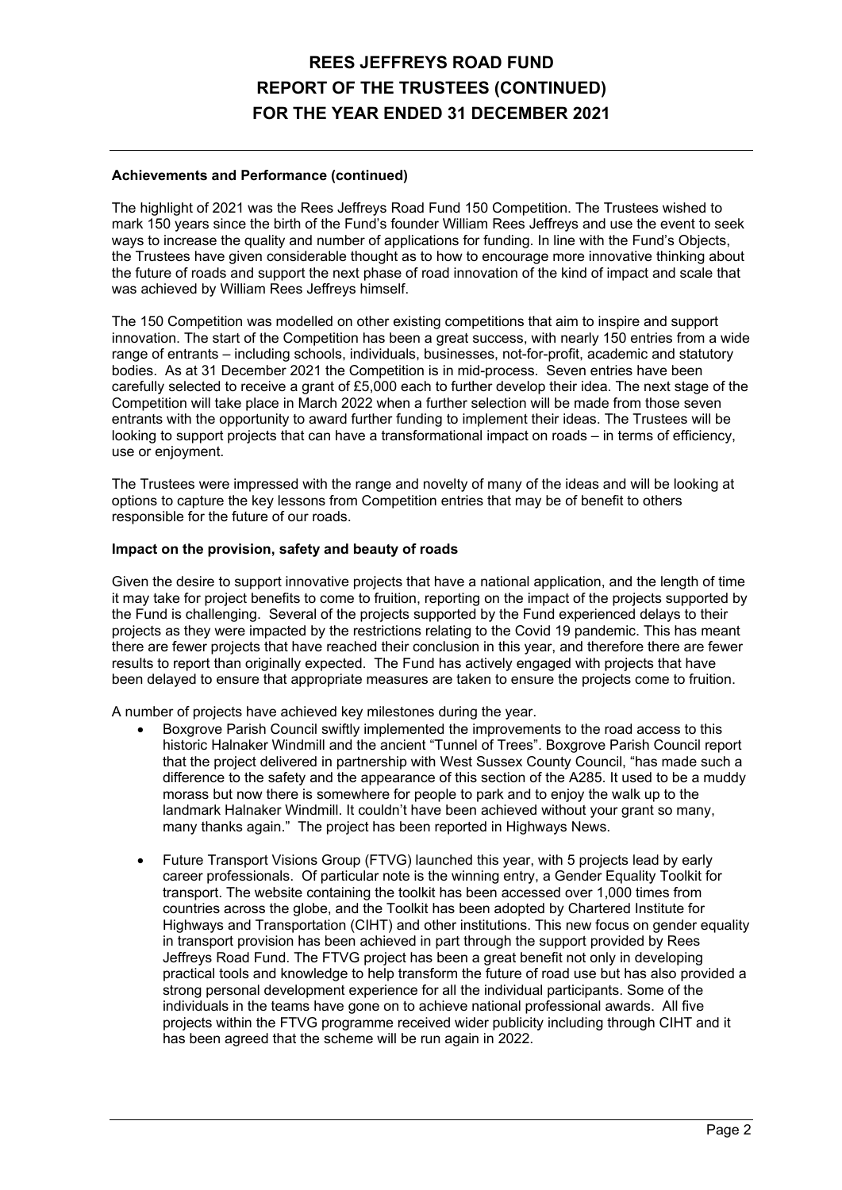### Achievements and Performance (continued)

The highlight of 2021 was the Rees Jeffreys Road Fund 150 Competition. The Trustees wished to mark 150 years since the birth of the Fund's founder William Rees Jeffreys and use the event to seek ways to increase the quality and number of applications for funding. In line with the Fund's Objects, the Trustees have given considerable thought as to how to encourage more innovative thinking about the future of roads and support the next phase of road innovation of the kind of impact and scale that was achieved by William Rees Jeffreys himself.

The 150 Competition was modelled on other existing competitions that aim to inspire and support innovation. The start of the Competition has been a great success, with nearly 150 entries from a wide range of entrants – including schools, individuals, businesses, not-for-profit, academic and statutory bodies. As at 31 December 2021 the Competition is in mid-process. Seven entries have been carefully selected to receive a grant of £5,000 each to further develop their idea. The next stage of the Competition will take place in March 2022 when a further selection will be made from those seven entrants with the opportunity to award further funding to implement their ideas. The Trustees will be looking to support projects that can have a transformational impact on roads – in terms of efficiency, use or enjoyment.

The Trustees were impressed with the range and novelty of many of the ideas and will be looking at options to capture the key lessons from Competition entries that may be of benefit to others responsible for the future of our roads.

### Impact on the provision, safety and beauty of roads

Given the desire to support innovative projects that have a national application, and the length of time it may take for project benefits to come to fruition, reporting on the impact of the projects supported by the Fund is challenging. Several of the projects supported by the Fund experienced delays to their projects as they were impacted by the restrictions relating to the Covid 19 pandemic. This has meant there are fewer projects that have reached their conclusion in this year, and therefore there are fewer results to report than originally expected. The Fund has actively engaged with projects that have been delayed to ensure that appropriate measures are taken to ensure the projects come to fruition.

A number of projects have achieved key milestones during the year.

- Boxgrove Parish Council swiftly implemented the improvements to the road access to this historic Halnaker Windmill and the ancient "Tunnel of Trees". Boxgrove Parish Council report that the project delivered in partnership with West Sussex County Council, "has made such a difference to the safety and the appearance of this section of the A285. It used to be a muddy morass but now there is somewhere for people to park and to enjoy the walk up to the landmark Halnaker Windmill. It couldn't have been achieved without your grant so many, many thanks again." The project has been reported in Highways News.

- Future Transport Visions Group (FTVG) launched this year, with 5 projects lead by early career professionals. Of particular note is the winning entry, a Gender Equality Toolkit for transport. The website containing the toolkit has been accessed over 1,000 times from countries across the globe, and the Toolkit has been adopted by Chartered Institute for Highways and Transportation (CIHT) and other institutions. This new focus on gender equality in transport provision has been achieved in part through the support provided by Rees Jeffreys Road Fund. The FTVG project has been a great benefit not only in developing practical tools and knowledge to help transform the future of road use but has also provided a strong personal development experience for all the individual participants. Some of the individuals in the teams have gone on to achieve national professional awards. All five projects within the FTVG programme received wider publicity including through CIHT and it has been agreed that the scheme will be run again in 2022.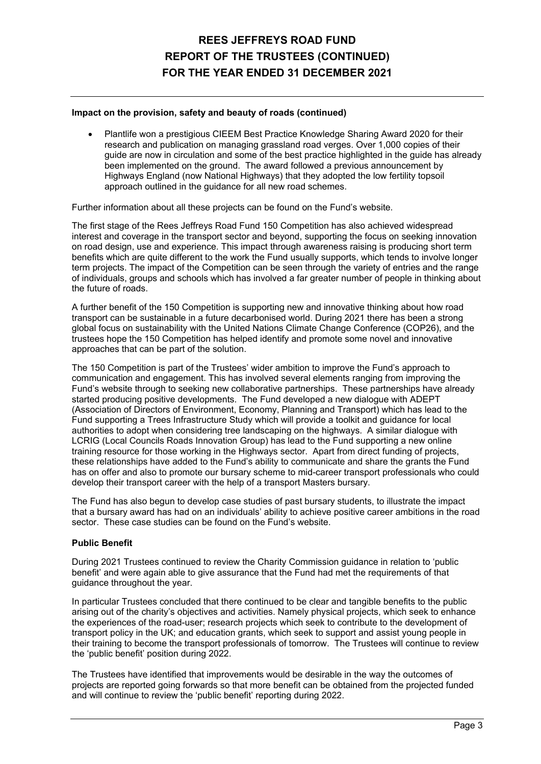**Impact on the provision, safety and beauty of roads (continued)**

- Plantlife won a prestigious CIEEM Best Practice Knowledge Sharing Award 2020 for their research and publication on managing grassland road verges. Over 1,000 copies of their guide are now in circulation and some of the best practice highlighted in the guide has already been implemented on the ground. The award followed a previous announcement by Highways England (now National Highways) that they adopted the low fertility topsoil approach outlined in the guidance for all new road schemes.

Further information about all these projects can be found on the Fund's website.

The first stage of the Rees Jeffreys Road Fund 150 Competition has also achieved widespread interest and coverage in the transport sector and beyond, supporting the focus on seeking innovation on road design, use and experience. This impact through awareness raising is producing short term benefits which are quite different to the work the Fund usually supports, which tends to involve longer term projects. The impact of the Competition can be seen through the variety of entries and the range of individuals, groups and schools which has involved a far greater number of people in thinking about the future of roads.

A further benefit of the 150 Competition is supporting new and innovative thinking about how road transport can be sustainable in a future decarbonised world. During 2021 there has been a strong global focus on sustainability with the United Nations Climate Change Conference (COP26), and the trustees hope the 150 Competition has helped identify and promote some novel and innovative approaches that can be part of the solution.

The 150 Competition is part of the Trustees' wider ambition to improve the Fund's approach to communication and engagement. This has involved several elements ranging from improving the Fund's website through to seeking new collaborative partnerships. These partnerships have already started producing positive developments. The Fund developed a new dialogue with ADEPT (Association of Directors of Environment, Economy, Planning and Transport) which has lead to the Fund supporting a Trees Infrastructure Study which will provide a toolkit and guidance for local authorities to adopt when considering tree landscaping on the highways. A similar dialogue with LCRIG (Local Councils Roads Innovation Group) has lead to the Fund supporting a new online training resource for those working in the Highways sector. Apart from direct funding of projects, these relationships have added to the Fund's ability to communicate and share the grants the Fund has on offer and also to promote our bursary scheme to mid-career transport professionals who could develop their transport career with the help of a transport Masters bursary.

The Fund has also begun to develop case studies of past bursary students, to illustrate the impact that a bursary award has had on an individuals' ability to achieve positive career ambitions in the road sector. These case studies can be found on the Fund's website.

**Public Benefit**

During 2021 Trustees continued to review the Charity Commission guidance in relation to 'public benefit' and were again able to give assurance that the Fund had met the requirements of that guidance throughout the year.

In particular Trustees concluded that there continued to be clear and tangible benefits to the public arising out of the charity's objectives and activities. Namely physical projects, which seek to enhance the experiences of the road-user; research projects which seek to contribute to the development of transport policy in the UK; and education grants, which seek to support and assist young people in their training to become the transport professionals of tomorrow. The Trustees will continue to review the 'public benefit' position during 2022.

The Trustees have identified that improvements would be desirable in the way the outcomes of projects are reported going forwards so that more benefit can be obtained from the projected funded and will continue to review the 'public benefit' reporting during 2022.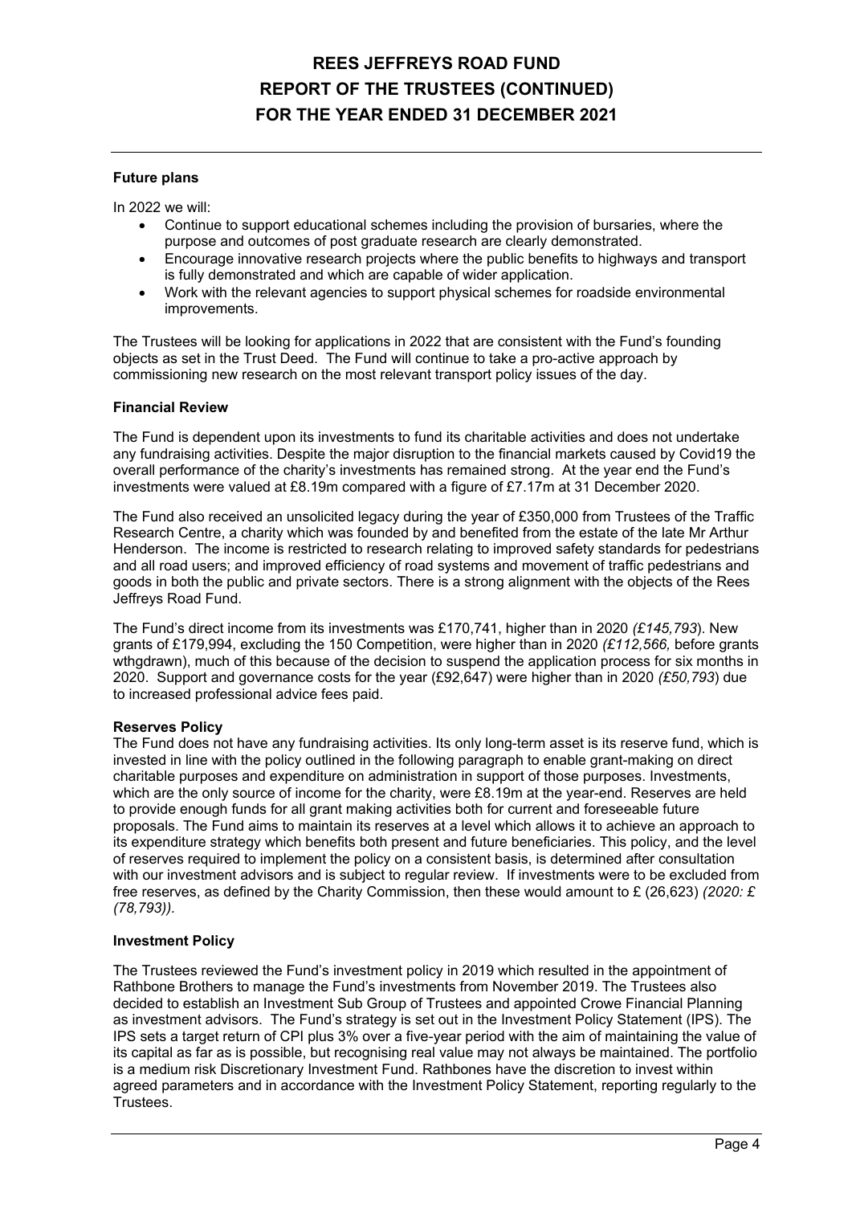# REES JEFFREYS ROAD FUND
# REPORT OF THE TRUSTEES (CONTINUED)
# FOR THE YEAR ENDED 31 DECEMBER 2021

**Future plans**

In 2022 we will:

- Continue to support educational schemes including the provision of bursaries, where the purpose and outcomes of post graduate research are clearly demonstrated.
- Encourage innovative research projects where the public benefits to highways and transport is fully demonstrated and which are capable of wider application.
- Work with the relevant agencies to support physical schemes for roadside environmental improvements.

The Trustees will be looking for applications in 2022 that are consistent with the Fund's founding objects as set in the Trust Deed. The Fund will continue to take a pro-active approach by commissioning new research on the most relevant transport policy issues of the day.

**Financial Review**

The Fund is dependent upon its investments to fund its charitable activities and does not undertake any fundraising activities. Despite the major disruption to the financial markets caused by Covid19 the overall performance of the charity's investments has remained strong. At the year end the Fund's investments were valued at £8.19m compared with a figure of £7.17m at 31 December 2020.

The Fund also received an unsolicited legacy during the year of £350,000 from Trustees of the Traffic Research Centre, a charity which was founded by and benefited from the estate of the late Mr Arthur Henderson. The income is restricted to research relating to improved safety standards for pedestrians and all road users; and improved efficiency of road systems and movement of traffic pedestrians and goods in both the public and private sectors. There is a strong alignment with the objects of the Rees Jeffreys Road Fund.

The Fund's direct income from its investments was £170,741, higher than in 2020 *(£145,793)*. New grants of £179,994, excluding the 150 Competition, were higher than in 2020 *(£112,566,* before grants wthgdrawn), much of this because of the decision to suspend the application process for six months in 2020. Support and governance costs for the year (£92,647) were higher than in 2020 *(£50,793)* due to increased professional advice fees paid.

**Reserves Policy**

The Fund does not have any fundraising activities. Its only long-term asset is its reserve fund, which is invested in line with the policy outlined in the following paragraph to enable grant-making on direct charitable purposes and expenditure on administration in support of those purposes. Investments, which are the only source of income for the charity, were £8.19m at the year-end. Reserves are held to provide enough funds for all grant making activities both for current and foreseeable future proposals. The Fund aims to maintain its reserves at a level which allows it to achieve an approach to its expenditure strategy which benefits both present and future beneficiaries. This policy, and the level of reserves required to implement the policy on a consistent basis, is determined after consultation with our investment advisors and is subject to regular review. If investments were to be excluded from free reserves, as defined by the Charity Commission, then these would amount to £ (26,623) *(2020: £ (78,793)).*

**Investment Policy**

The Trustees reviewed the Fund's investment policy in 2019 which resulted in the appointment of Rathbone Brothers to manage the Fund's investments from November 2019. The Trustees also decided to establish an Investment Sub Group of Trustees and appointed Crowe Financial Planning as investment advisors. The Fund's strategy is set out in the Investment Policy Statement (IPS). The IPS sets a target return of CPI plus 3% over a five-year period with the aim of maintaining the value of its capital as far as is possible, but recognising real value may not always be maintained. The portfolio is a medium risk Discretionary Investment Fund. Rathbones have the discretion to invest within agreed parameters and in accordance with the Investment Policy Statement, reporting regularly to the Trustees.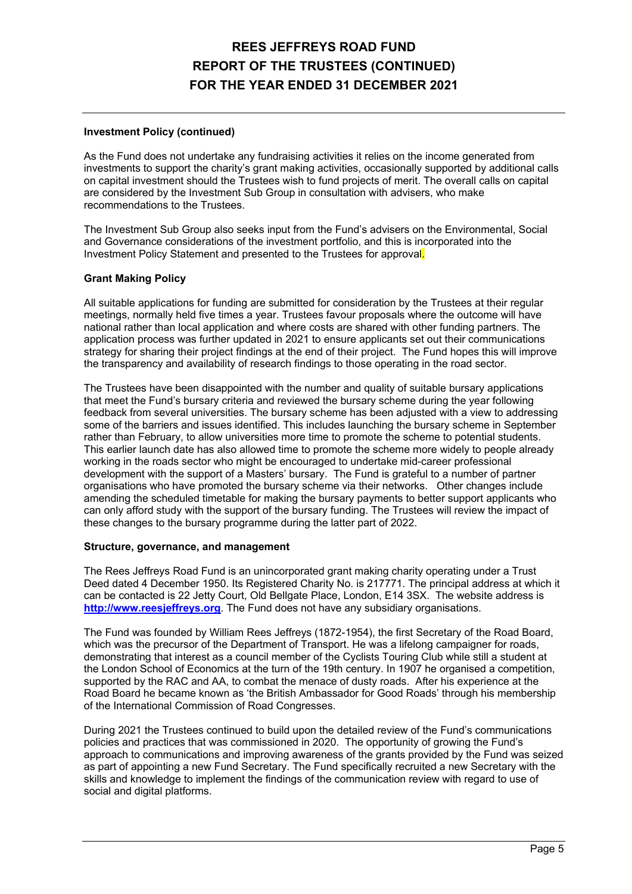### Investment Policy (continued)

As the Fund does not undertake any fundraising activities it relies on the income generated from investments to support the charity's grant making activities, occasionally supported by additional calls on capital investment should the Trustees wish to fund projects of merit. The overall calls on capital are considered by the Investment Sub Group in consultation with advisers, who make recommendations to the Trustees.

The Investment Sub Group also seeks input from the Fund's advisers on the Environmental, Social and Governance considerations of the investment portfolio, and this is incorporated into the Investment Policy Statement and presented to the Trustees for approval.

### Grant Making Policy

All suitable applications for funding are submitted for consideration by the Trustees at their regular meetings, normally held five times a year. Trustees favour proposals where the outcome will have national rather than local application and where costs are shared with other funding partners. The application process was further updated in 2021 to ensure applicants set out their communications strategy for sharing their project findings at the end of their project. The Fund hopes this will improve the transparency and availability of research findings to those operating in the road sector.

The Trustees have been disappointed with the number and quality of suitable bursary applications that meet the Fund's bursary criteria and reviewed the bursary scheme during the year following feedback from several universities. The bursary scheme has been adjusted with a view to addressing some of the barriers and issues identified. This includes launching the bursary scheme in September rather than February, to allow universities more time to promote the scheme to potential students. This earlier launch date has also allowed time to promote the scheme more widely to people already working in the roads sector who might be encouraged to undertake mid-career professional development with the support of a Masters' bursary. The Fund is grateful to a number of partner organisations who have promoted the bursary scheme via their networks. Other changes include amending the scheduled timetable for making the bursary payments to better support applicants who can only afford study with the support of the bursary funding. The Trustees will review the impact of these changes to the bursary programme during the latter part of 2022.

### Structure, governance, and management

The Rees Jeffreys Road Fund is an unincorporated grant making charity operating under a Trust Deed dated 4 December 1950. Its Registered Charity No. is 217771. The principal address at which it can be contacted is 22 Jetty Court, Old Bellgate Place, London, E14 3SX. The website address is **http://www.reesjeffreys.org**. The Fund does not have any subsidiary organisations.

The Fund was founded by William Rees Jeffreys (1872-1954), the first Secretary of the Road Board, which was the precursor of the Department of Transport. He was a lifelong campaigner for roads, demonstrating that interest as a council member of the Cyclists Touring Club while still a student at the London School of Economics at the turn of the 19th century. In 1907 he organised a competition, supported by the RAC and AA, to combat the menace of dusty roads. After his experience at the Road Board he became known as 'the British Ambassador for Good Roads' through his membership of the International Commission of Road Congresses.

During 2021 the Trustees continued to build upon the detailed review of the Fund's communications policies and practices that was commissioned in 2020. The opportunity of growing the Fund's approach to communications and improving awareness of the grants provided by the Fund was seized as part of appointing a new Fund Secretary. The Fund specifically recruited a new Secretary with the skills and knowledge to implement the findings of the communication review with regard to use of social and digital platforms.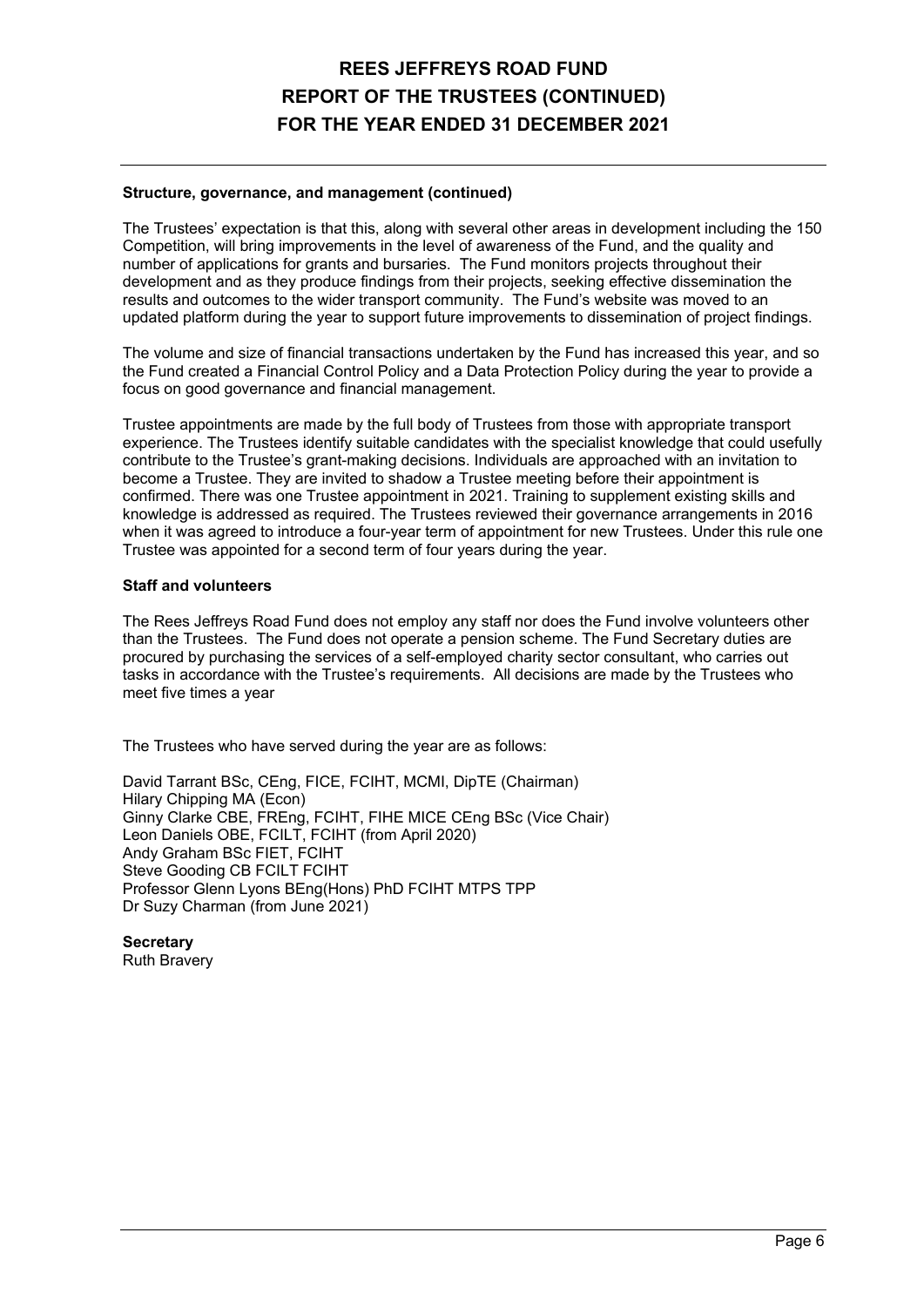# REES JEFFREYS ROAD FUND
# REPORT OF THE TRUSTEES (CONTINUED)
# FOR THE YEAR ENDED 31 DECEMBER 2021

**Structure, governance, and management (continued)**

The Trustees' expectation is that this, along with several other areas in development including the 150 Competition, will bring improvements in the level of awareness of the Fund, and the quality and number of applications for grants and bursaries. The Fund monitors projects throughout their development and as they produce findings from their projects, seeking effective dissemination the results and outcomes to the wider transport community. The Fund's website was moved to an updated platform during the year to support future improvements to dissemination of project findings.

The volume and size of financial transactions undertaken by the Fund has increased this year, and so the Fund created a Financial Control Policy and a Data Protection Policy during the year to provide a focus on good governance and financial management.

Trustee appointments are made by the full body of Trustees from those with appropriate transport experience. The Trustees identify suitable candidates with the specialist knowledge that could usefully contribute to the Trustee's grant-making decisions. Individuals are approached with an invitation to become a Trustee. They are invited to shadow a Trustee meeting before their appointment is confirmed. There was one Trustee appointment in 2021. Training to supplement existing skills and knowledge is addressed as required. The Trustees reviewed their governance arrangements in 2016 when it was agreed to introduce a four-year term of appointment for new Trustees. Under this rule one Trustee was appointed for a second term of four years during the year.

**Staff and volunteers**

The Rees Jeffreys Road Fund does not employ any staff nor does the Fund involve volunteers other than the Trustees. The Fund does not operate a pension scheme. The Fund Secretary duties are procured by purchasing the services of a self-employed charity sector consultant, who carries out tasks in accordance with the Trustee's requirements. All decisions are made by the Trustees who meet five times a year

The Trustees who have served during the year are as follows:

David Tarrant BSc, CEng, FICE, FCIHT, MCMI, DipTE (Chairman)
Hilary Chipping MA (Econ)
Ginny Clarke CBE, FREng, FCIHT, FIHE MICE CEng BSc (Vice Chair)
Leon Daniels OBE, FCILT, FCIHT (from April 2020)
Andy Graham BSc FIET, FCIHT
Steve Gooding CB FCILT FCIHT
Professor Glenn Lyons BEng(Hons) PhD FCIHT MTPS TPP
Dr Suzy Charman (from June 2021)

**Secretary**
Ruth Bravery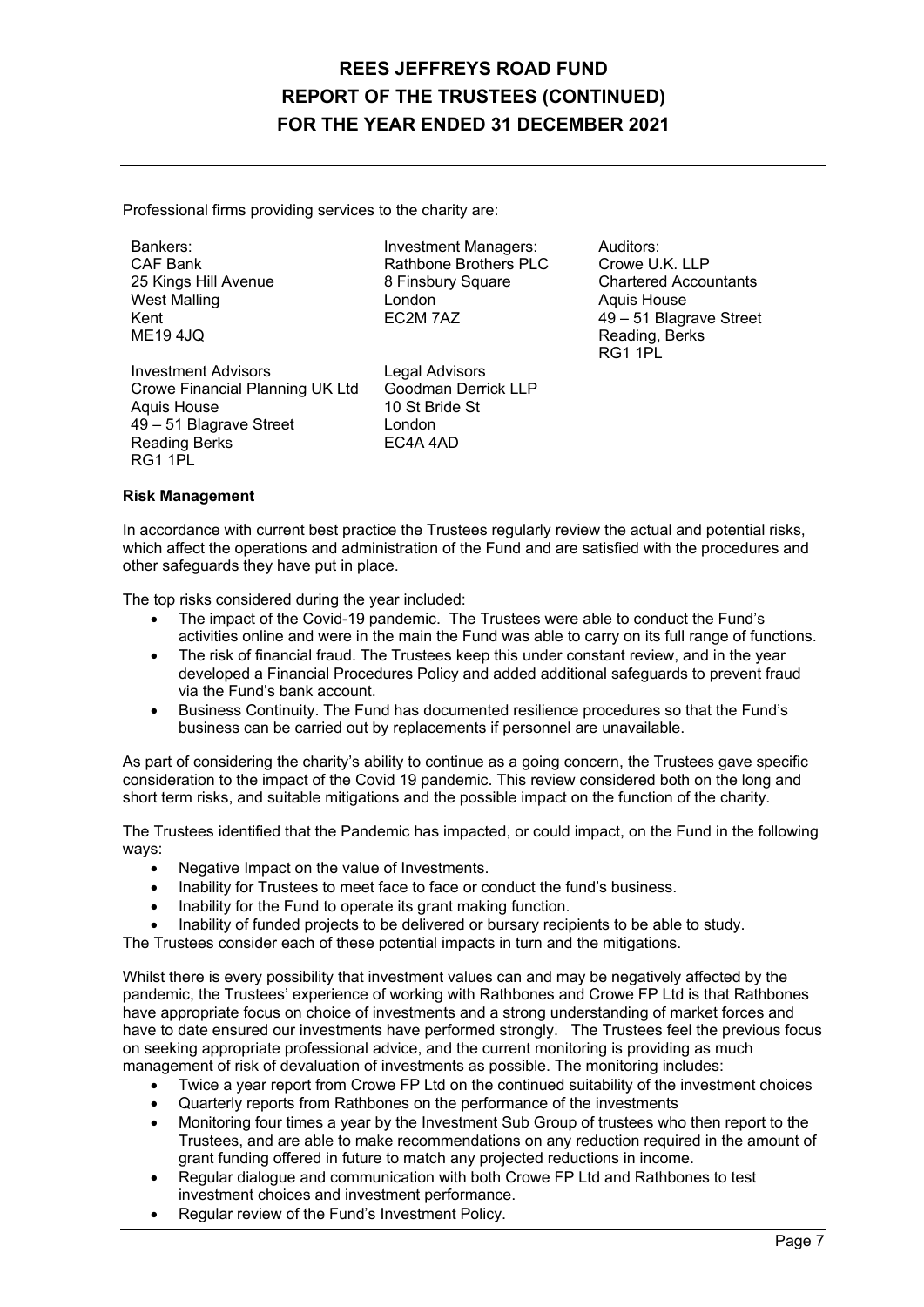Professional firms providing services to the charity are:

Bankers:
CAF Bank
25 Kings Hill Avenue
West Malling
Kent
ME19 4JQ

Investment Managers:
Rathbone Brothers PLC
8 Finsbury Square
London
EC2M 7AZ

Auditors:
Crowe U.K. LLP
Chartered Accountants
Aquis House
49 – 51 Blagrave Street
Reading, Berks
RG1 1PL

Investment Advisors
Crowe Financial Planning UK Ltd
Aquis House
49 – 51 Blagrave Street
Reading Berks
RG1 1PL

Legal Advisors
Goodman Derrick LLP
10 St Bride St
London
EC4A 4AD

**Risk Management**

In accordance with current best practice the Trustees regularly review the actual and potential risks, which affect the operations and administration of the Fund and are satisfied with the procedures and other safeguards they have put in place.

The top risks considered during the year included:

- The impact of the Covid-19 pandemic. The Trustees were able to conduct the Fund's activities online and were in the main the Fund was able to carry on its full range of functions.
- The risk of financial fraud. The Trustees keep this under constant review, and in the year developed a Financial Procedures Policy and added additional safeguards to prevent fraud via the Fund's bank account.
- Business Continuity. The Fund has documented resilience procedures so that the Fund's business can be carried out by replacements if personnel are unavailable.

As part of considering the charity's ability to continue as a going concern, the Trustees gave specific consideration to the impact of the Covid 19 pandemic. This review considered both on the long and short term risks, and suitable mitigations and the possible impact on the function of the charity.

The Trustees identified that the Pandemic has impacted, or could impact, on the Fund in the following ways:

- Negative Impact on the value of Investments.
- Inability for Trustees to meet face to face or conduct the fund's business.
- Inability for the Fund to operate its grant making function.
- Inability of funded projects to be delivered or bursary recipients to be able to study.

The Trustees consider each of these potential impacts in turn and the mitigations.

Whilst there is every possibility that investment values can and may be negatively affected by the pandemic, the Trustees' experience of working with Rathbones and Crowe FP Ltd is that Rathbones have appropriate focus on choice of investments and a strong understanding of market forces and have to date ensured our investments have performed strongly. The Trustees feel the previous focus on seeking appropriate professional advice, and the current monitoring is providing as much management of risk of devaluation of investments as possible. The monitoring includes:

- Twice a year report from Crowe FP Ltd on the continued suitability of the investment choices
- Quarterly reports from Rathbones on the performance of the investments
- Monitoring four times a year by the Investment Sub Group of trustees who then report to the Trustees, and are able to make recommendations on any reduction required in the amount of grant funding offered in future to match any projected reductions in income.
- Regular dialogue and communication with both Crowe FP Ltd and Rathbones to test investment choices and investment performance.
- Regular review of the Fund's Investment Policy.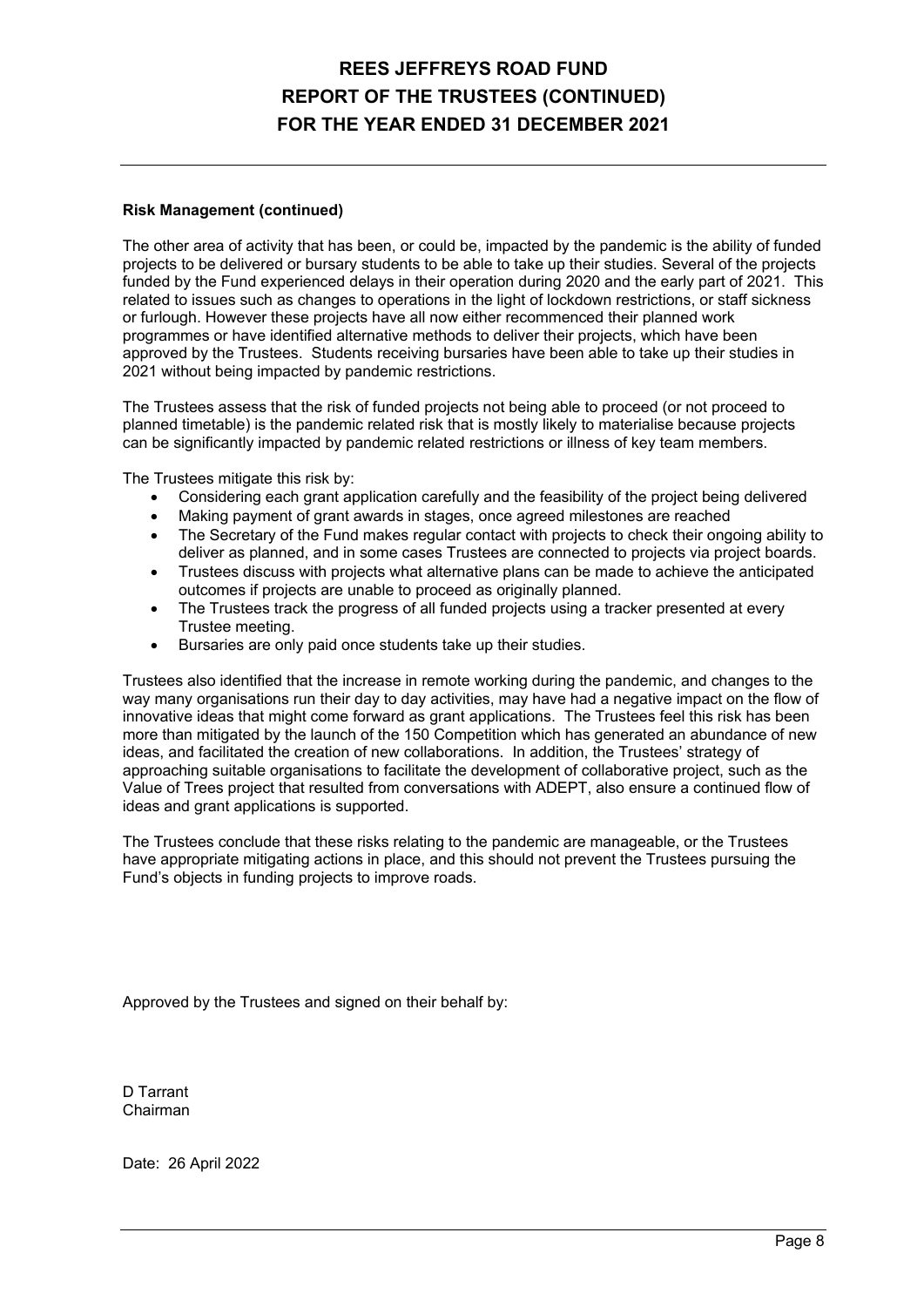### Risk Management (continued)

The other area of activity that has been, or could be, impacted by the pandemic is the ability of funded projects to be delivered or bursary students to be able to take up their studies. Several of the projects funded by the Fund experienced delays in their operation during 2020 and the early part of 2021. This related to issues such as changes to operations in the light of lockdown restrictions, or staff sickness or furlough. However these projects have all now either recommenced their planned work programmes or have identified alternative methods to deliver their projects, which have been approved by the Trustees. Students receiving bursaries have been able to take up their studies in 2021 without being impacted by pandemic restrictions.

The Trustees assess that the risk of funded projects not being able to proceed (or not proceed to planned timetable) is the pandemic related risk that is mostly likely to materialise because projects can be significantly impacted by pandemic related restrictions or illness of key team members.

The Trustees mitigate this risk by:

- Considering each grant application carefully and the feasibility of the project being delivered
- Making payment of grant awards in stages, once agreed milestones are reached
- The Secretary of the Fund makes regular contact with projects to check their ongoing ability to deliver as planned, and in some cases Trustees are connected to projects via project boards.
- Trustees discuss with projects what alternative plans can be made to achieve the anticipated outcomes if projects are unable to proceed as originally planned.
- The Trustees track the progress of all funded projects using a tracker presented at every Trustee meeting.
- Bursaries are only paid once students take up their studies.

Trustees also identified that the increase in remote working during the pandemic, and changes to the way many organisations run their day to day activities, may have had a negative impact on the flow of innovative ideas that might come forward as grant applications. The Trustees feel this risk has been more than mitigated by the launch of the 150 Competition which has generated an abundance of new ideas, and facilitated the creation of new collaborations. In addition, the Trustees' strategy of approaching suitable organisations to facilitate the development of collaborative project, such as the Value of Trees project that resulted from conversations with ADEPT, also ensure a continued flow of ideas and grant applications is supported.

The Trustees conclude that these risks relating to the pandemic are manageable, or the Trustees have appropriate mitigating actions in place, and this should not prevent the Trustees pursuing the Fund's objects in funding projects to improve roads.

Approved by the Trustees and signed on their behalf by:

D Tarrant
Chairman

Date: 26 April 2022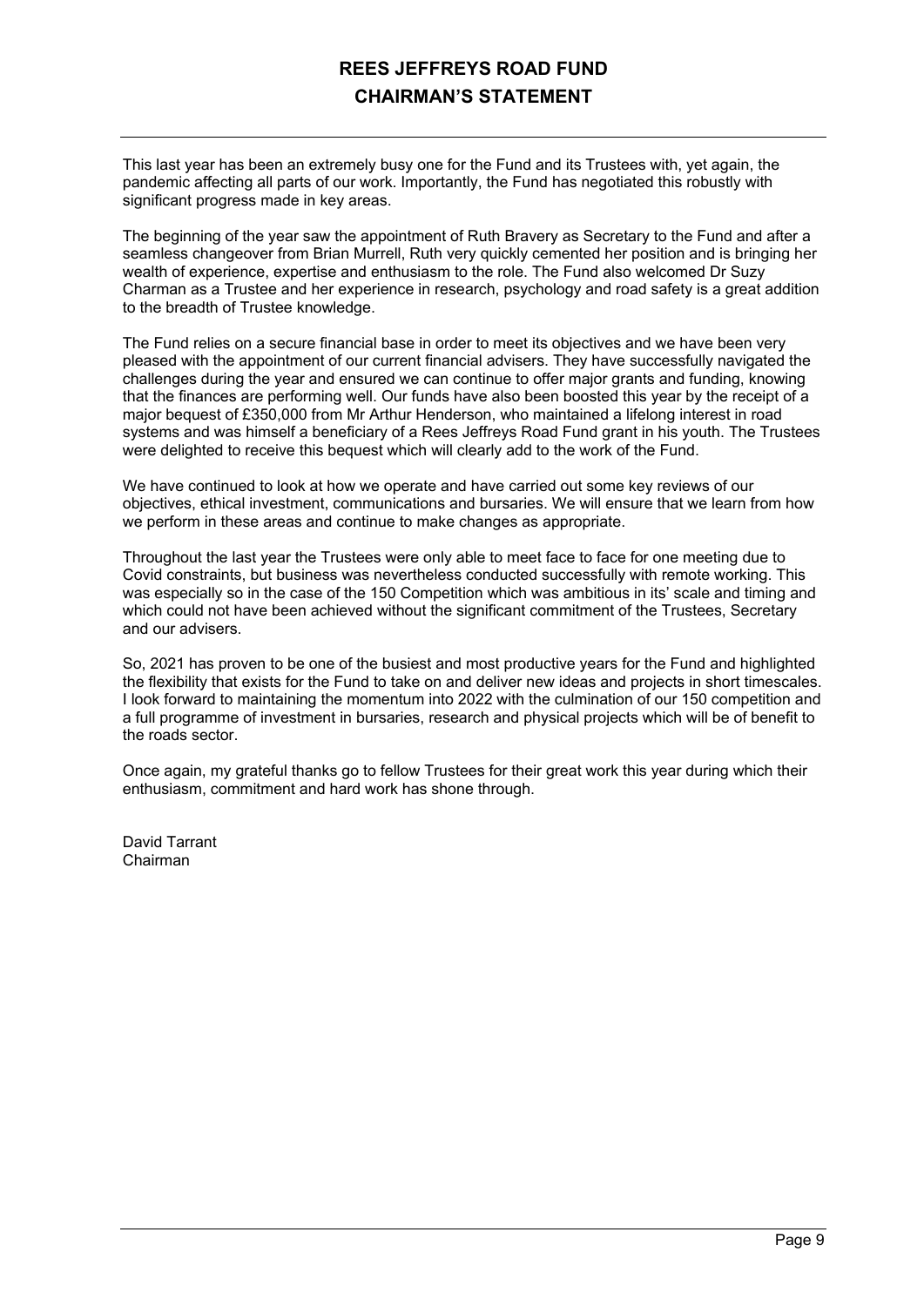# REES JEFFREYS ROAD FUND

## CHAIRMAN'S STATEMENT

This last year has been an extremely busy one for the Fund and its Trustees with, yet again, the pandemic affecting all parts of our work. Importantly, the Fund has negotiated this robustly with significant progress made in key areas.

The beginning of the year saw the appointment of Ruth Bravery as Secretary to the Fund and after a seamless changeover from Brian Murrell, Ruth very quickly cemented her position and is bringing her wealth of experience, expertise and enthusiasm to the role. The Fund also welcomed Dr Suzy Charman as a Trustee and her experience in research, psychology and road safety is a great addition to the breadth of Trustee knowledge.

The Fund relies on a secure financial base in order to meet its objectives and we have been very pleased with the appointment of our current financial advisers. They have successfully navigated the challenges during the year and ensured we can continue to offer major grants and funding, knowing that the finances are performing well. Our funds have also been boosted this year by the receipt of a major bequest of £350,000 from Mr Arthur Henderson, who maintained a lifelong interest in road systems and was himself a beneficiary of a Rees Jeffreys Road Fund grant in his youth. The Trustees were delighted to receive this bequest which will clearly add to the work of the Fund.

We have continued to look at how we operate and have carried out some key reviews of our objectives, ethical investment, communications and bursaries. We will ensure that we learn from how we perform in these areas and continue to make changes as appropriate.

Throughout the last year the Trustees were only able to meet face to face for one meeting due to Covid constraints, but business was nevertheless conducted successfully with remote working. This was especially so in the case of the 150 Competition which was ambitious in its' scale and timing and which could not have been achieved without the significant commitment of the Trustees, Secretary and our advisers.

So, 2021 has proven to be one of the busiest and most productive years for the Fund and highlighted the flexibility that exists for the Fund to take on and deliver new ideas and projects in short timescales. I look forward to maintaining the momentum into 2022 with the culmination of our 150 competition and a full programme of investment in bursaries, research and physical projects which will be of benefit to the roads sector.

Once again, my grateful thanks go to fellow Trustees for their great work this year during which their enthusiasm, commitment and hard work has shone through.

David Tarrant
Chairman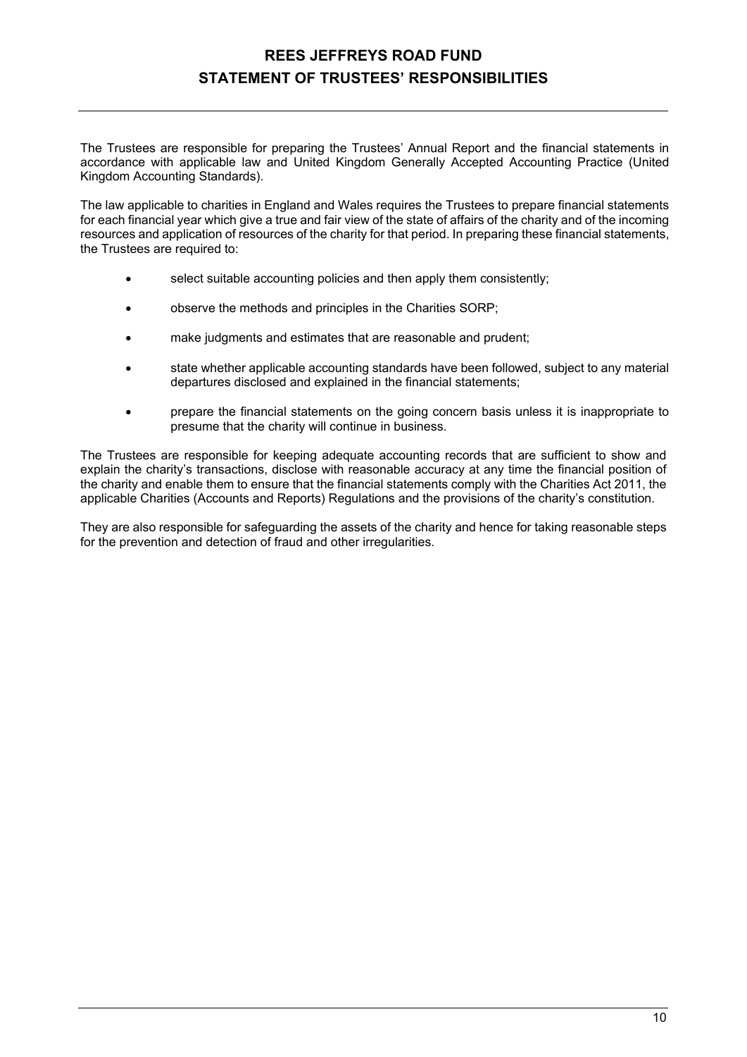# REES JEFFREYS ROAD FUND

## STATEMENT OF TRUSTEES' RESPONSIBILITIES

The Trustees are responsible for preparing the Trustees' Annual Report and the financial statements in accordance with applicable law and United Kingdom Generally Accepted Accounting Practice (United Kingdom Accounting Standards).

The law applicable to charities in England and Wales requires the Trustees to prepare financial statements for each financial year which give a true and fair view of the state of affairs of the charity and of the incoming resources and application of resources of the charity for that period. In preparing these financial statements, the Trustees are required to:

- select suitable accounting policies and then apply them consistently;
- observe the methods and principles in the Charities SORP;
- make judgments and estimates that are reasonable and prudent;
- state whether applicable accounting standards have been followed, subject to any material departures disclosed and explained in the financial statements;
- prepare the financial statements on the going concern basis unless it is inappropriate to presume that the charity will continue in business.

The Trustees are responsible for keeping adequate accounting records that are sufficient to show and explain the charity's transactions, disclose with reasonable accuracy at any time the financial position of the charity and enable them to ensure that the financial statements comply with the Charities Act 2011, the applicable Charities (Accounts and Reports) Regulations and the provisions of the charity's constitution.

They are also responsible for safeguarding the assets of the charity and hence for taking reasonable steps for the prevention and detection of fraud and other irregularities.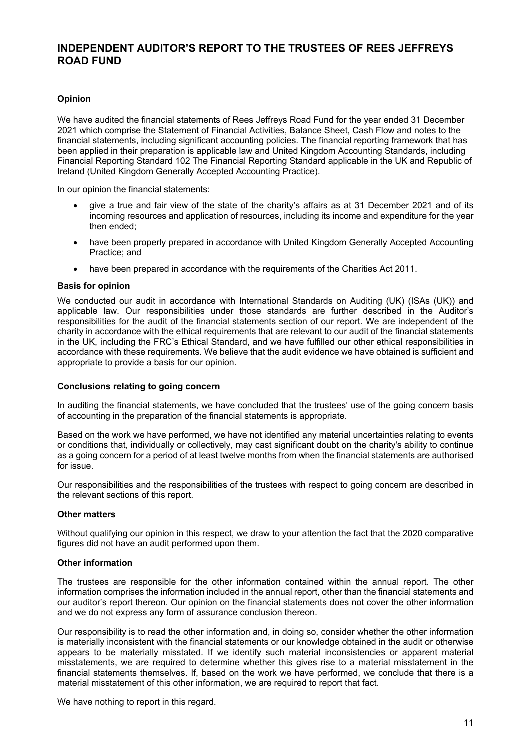# INDEPENDENT AUDITOR'S REPORT TO THE TRUSTEES OF REES JEFFREYS ROAD FUND

### Opinion

We have audited the financial statements of Rees Jeffreys Road Fund for the year ended 31 December 2021 which comprise the Statement of Financial Activities, Balance Sheet, Cash Flow and notes to the financial statements, including significant accounting policies. The financial reporting framework that has been applied in their preparation is applicable law and United Kingdom Accounting Standards, including Financial Reporting Standard 102 The Financial Reporting Standard applicable in the UK and Republic of Ireland (United Kingdom Generally Accepted Accounting Practice).

In our opinion the financial statements:

- give a true and fair view of the state of the charity's affairs as at 31 December 2021 and of its incoming resources and application of resources, including its income and expenditure for the year then ended;
- have been properly prepared in accordance with United Kingdom Generally Accepted Accounting Practice; and
- have been prepared in accordance with the requirements of the Charities Act 2011.

### Basis for opinion

We conducted our audit in accordance with International Standards on Auditing (UK) (ISAs (UK)) and applicable law. Our responsibilities under those standards are further described in the Auditor's responsibilities for the audit of the financial statements section of our report. We are independent of the charity in accordance with the ethical requirements that are relevant to our audit of the financial statements in the UK, including the FRC's Ethical Standard, and we have fulfilled our other ethical responsibilities in accordance with these requirements. We believe that the audit evidence we have obtained is sufficient and appropriate to provide a basis for our opinion.

### Conclusions relating to going concern

In auditing the financial statements, we have concluded that the trustees' use of the going concern basis of accounting in the preparation of the financial statements is appropriate.

Based on the work we have performed, we have not identified any material uncertainties relating to events or conditions that, individually or collectively, may cast significant doubt on the charity's ability to continue as a going concern for a period of at least twelve months from when the financial statements are authorised for issue.

Our responsibilities and the responsibilities of the trustees with respect to going concern are described in the relevant sections of this report.

### Other matters

Without qualifying our opinion in this respect, we draw to your attention the fact that the 2020 comparative figures did not have an audit performed upon them.

### Other information

The trustees are responsible for the other information contained within the annual report. The other information comprises the information included in the annual report, other than the financial statements and our auditor's report thereon. Our opinion on the financial statements does not cover the other information and we do not express any form of assurance conclusion thereon.

Our responsibility is to read the other information and, in doing so, consider whether the other information is materially inconsistent with the financial statements or our knowledge obtained in the audit or otherwise appears to be materially misstated. If we identify such material inconsistencies or apparent material misstatements, we are required to determine whether this gives rise to a material misstatement in the financial statements themselves. If, based on the work we have performed, we conclude that there is a material misstatement of this other information, we are required to report that fact.

We have nothing to report in this regard.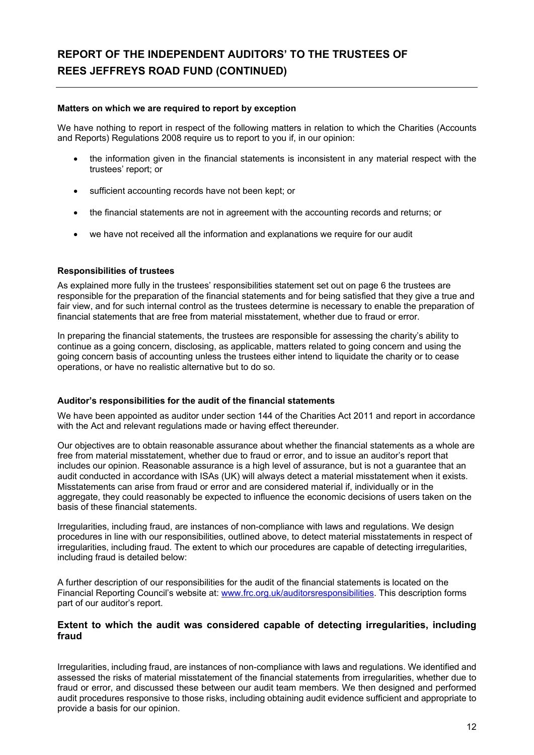# REPORT OF THE INDEPENDENT AUDITORS' TO THE TRUSTEES OF REES JEFFREYS ROAD FUND (CONTINUED)

**Matters on which we are required to report by exception**

We have nothing to report in respect of the following matters in relation to which the Charities (Accounts and Reports) Regulations 2008 require us to report to you if, in our opinion:

- the information given in the financial statements is inconsistent in any material respect with the trustees' report; or
- sufficient accounting records have not been kept; or
- the financial statements are not in agreement with the accounting records and returns; or
- we have not received all the information and explanations we require for our audit

**Responsibilities of trustees**

As explained more fully in the trustees' responsibilities statement set out on page 6 the trustees are responsible for the preparation of the financial statements and for being satisfied that they give a true and fair view, and for such internal control as the trustees determine is necessary to enable the preparation of financial statements that are free from material misstatement, whether due to fraud or error.

In preparing the financial statements, the trustees are responsible for assessing the charity's ability to continue as a going concern, disclosing, as applicable, matters related to going concern and using the going concern basis of accounting unless the trustees either intend to liquidate the charity or to cease operations, or have no realistic alternative but to do so.

**Auditor's responsibilities for the audit of the financial statements**

We have been appointed as auditor under section 144 of the Charities Act 2011 and report in accordance with the Act and relevant regulations made or having effect thereunder.

Our objectives are to obtain reasonable assurance about whether the financial statements as a whole are free from material misstatement, whether due to fraud or error, and to issue an auditor's report that includes our opinion. Reasonable assurance is a high level of assurance, but is not a guarantee that an audit conducted in accordance with ISAs (UK) will always detect a material misstatement when it exists. Misstatements can arise from fraud or error and are considered material if, individually or in the aggregate, they could reasonably be expected to influence the economic decisions of users taken on the basis of these financial statements.

Irregularities, including fraud, are instances of non-compliance with laws and regulations. We design procedures in line with our responsibilities, outlined above, to detect material misstatements in respect of irregularities, including fraud. The extent to which our procedures are capable of detecting irregularities, including fraud is detailed below:

A further description of our responsibilities for the audit of the financial statements is located on the Financial Reporting Council's website at: [www.frc.org.uk/auditorsresponsibilities](www.frc.org.uk/auditorsresponsibilities). This description forms part of our auditor's report.

### Extent to which the audit was considered capable of detecting irregularities, including fraud

Irregularities, including fraud, are instances of non-compliance with laws and regulations. We identified and assessed the risks of material misstatement of the financial statements from irregularities, whether due to fraud or error, and discussed these between our audit team members. We then designed and performed audit procedures responsive to those risks, including obtaining audit evidence sufficient and appropriate to provide a basis for our opinion.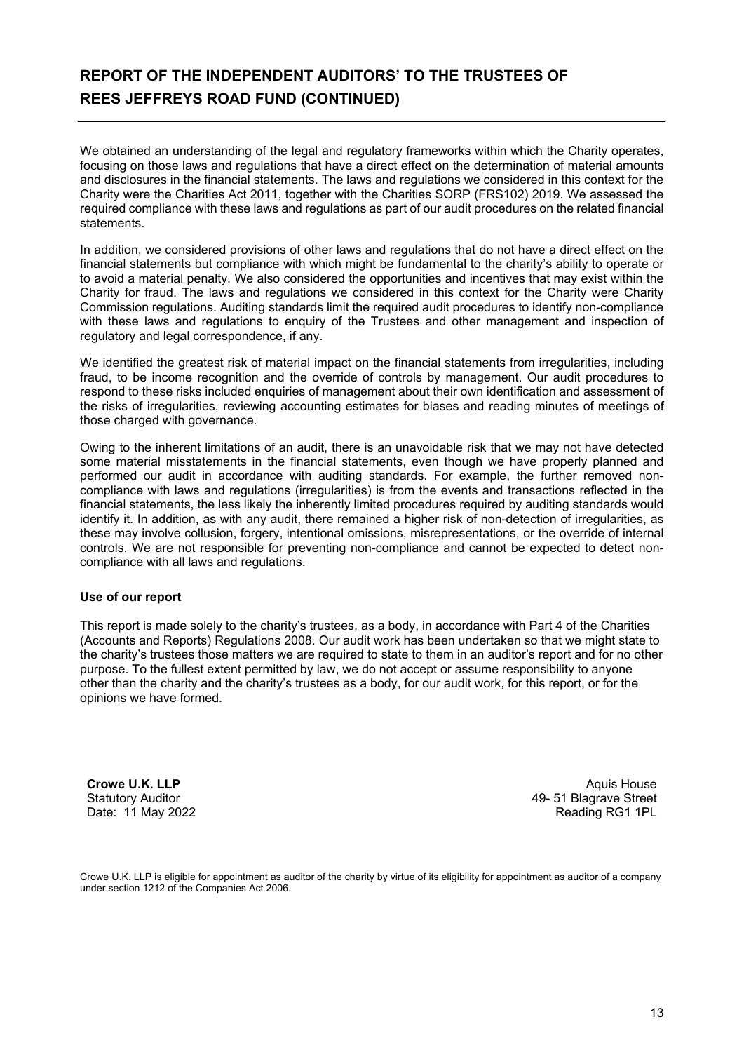# REPORT OF THE INDEPENDENT AUDITORS' TO THE TRUSTEES OF REES JEFFREYS ROAD FUND (CONTINUED)

We obtained an understanding of the legal and regulatory frameworks within which the Charity operates, focusing on those laws and regulations that have a direct effect on the determination of material amounts and disclosures in the financial statements. The laws and regulations we considered in this context for the Charity were the Charities Act 2011, together with the Charities SORP (FRS102) 2019. We assessed the required compliance with these laws and regulations as part of our audit procedures on the related financial statements.

In addition, we considered provisions of other laws and regulations that do not have a direct effect on the financial statements but compliance with which might be fundamental to the charity's ability to operate or to avoid a material penalty. We also considered the opportunities and incentives that may exist within the Charity for fraud. The laws and regulations we considered in this context for the Charity were Charity Commission regulations. Auditing standards limit the required audit procedures to identify non-compliance with these laws and regulations to enquiry of the Trustees and other management and inspection of regulatory and legal correspondence, if any.

We identified the greatest risk of material impact on the financial statements from irregularities, including fraud, to be income recognition and the override of controls by management. Our audit procedures to respond to these risks included enquiries of management about their own identification and assessment of the risks of irregularities, reviewing accounting estimates for biases and reading minutes of meetings of those charged with governance.

Owing to the inherent limitations of an audit, there is an unavoidable risk that we may not have detected some material misstatements in the financial statements, even though we have properly planned and performed our audit in accordance with auditing standards. For example, the further removed non-compliance with laws and regulations (irregularities) is from the events and transactions reflected in the financial statements, the less likely the inherently limited procedures required by auditing standards would identify it. In addition, as with any audit, there remained a higher risk of non-detection of irregularities, as these may involve collusion, forgery, intentional omissions, misrepresentations, or the override of internal controls. We are not responsible for preventing non-compliance and cannot be expected to detect non-compliance with all laws and regulations.

**Use of our report**

This report is made solely to the charity's trustees, as a body, in accordance with Part 4 of the Charities (Accounts and Reports) Regulations 2008. Our audit work has been undertaken so that we might state to the charity's trustees those matters we are required to state to them in an auditor's report and for no other purpose. To the fullest extent permitted by law, we do not accept or assume responsibility to anyone other than the charity and the charity's trustees as a body, for our audit work, for this report, or for the opinions we have formed.

**Crowe U.K. LLP**
Statutory Auditor
Date: 11 May 2022

Aquis House
49- 51 Blagrave Street
Reading RG1 1PL

Crowe U.K. LLP is eligible for appointment as auditor of the charity by virtue of its eligibility for appointment as auditor of a company under section 1212 of the Companies Act 2006.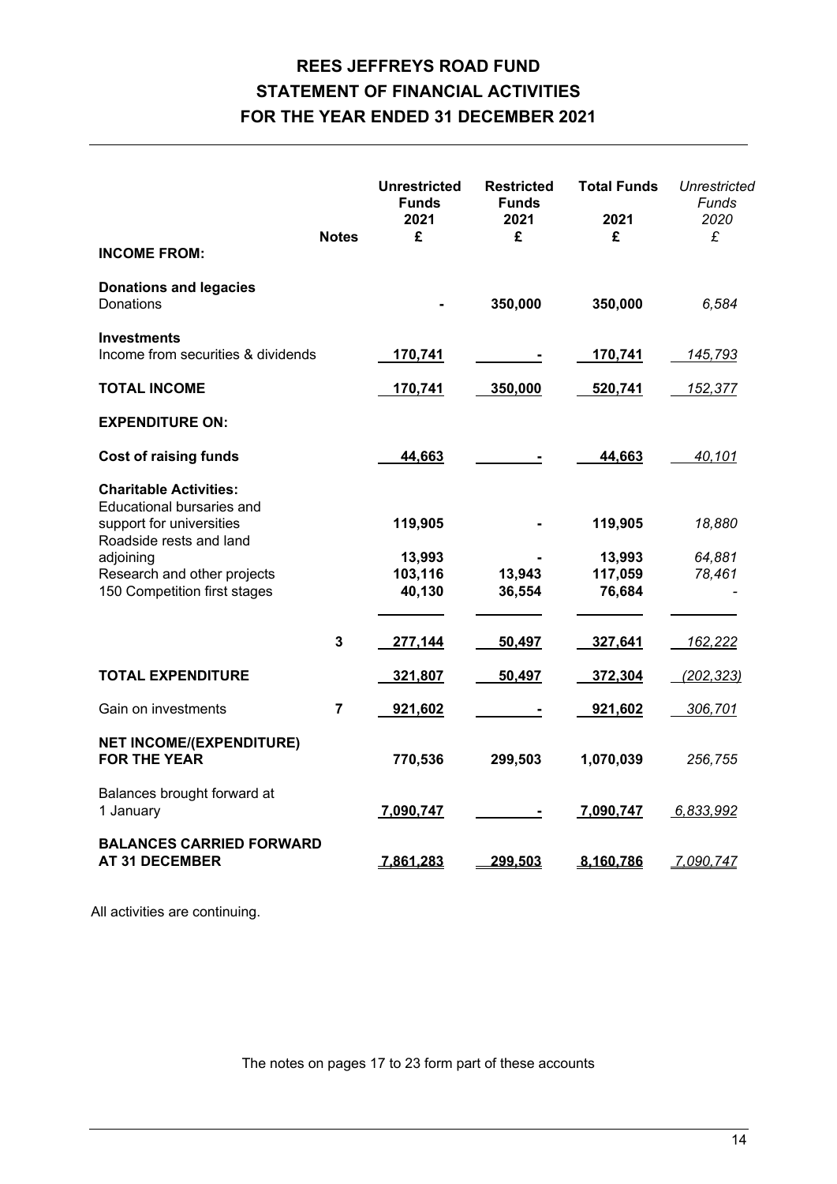# REES JEFFREYS ROAD FUND
## STATEMENT OF FINANCIAL ACTIVITIES
## FOR THE YEAR ENDED 31 DECEMBER 2021

| | Notes | Unrestricted Funds 2021 £ | Restricted Funds 2021 £ | Total Funds 2021 £ | *Unrestricted Funds 2020 £* |
|---|---|---|---|---|---|
| **INCOME FROM:** | | | | | |
| **Donations and legacies** | | | | | |
| Donations | | - | 350,000 | 350,000 | *6,584* |
| **Investments** | | | | | |
| Income from securities & dividends | | 170,741 | - | 170,741 | *145,793* |
| **TOTAL INCOME** | | 170,741 | 350,000 | 520,741 | *152,377* |
| **EXPENDITURE ON:** | | | | | |
| **Cost of raising funds** | | 44,663 | - | 44,663 | *40,101* |
| **Charitable Activities:** | | | | | |
| Educational bursaries and support for universities | | 119,905 | - | 119,905 | *18,880* |
| Roadside rests and land adjoining | | 13,993 | - | 13,993 | *64,881* |
| Research and other projects | | 103,116 | 13,943 | 117,059 | *78,461* |
| 150 Competition first stages | | 40,130 | 36,554 | 76,684 | *-* |
| | 3 | 277,144 | 50,497 | 327,641 | *162,222* |
| **TOTAL EXPENDITURE** | | 321,807 | 50,497 | 372,304 | *(202,323)* |
| Gain on investments | 7 | 921,602 | - | 921,602 | *306,701* |
| **NET INCOME/(EXPENDITURE) FOR THE YEAR** | | 770,536 | 299,503 | 1,070,039 | *256,755* |
| Balances brought forward at 1 January | | 7,090,747 | - | 7,090,747 | *6,833,992* |
| **BALANCES CARRIED FORWARD AT 31 DECEMBER** | | 7,861,283 | 299,503 | 8,160,786 | *7,090,747* |

All activities are continuing.

The notes on pages 17 to 23 form part of these accounts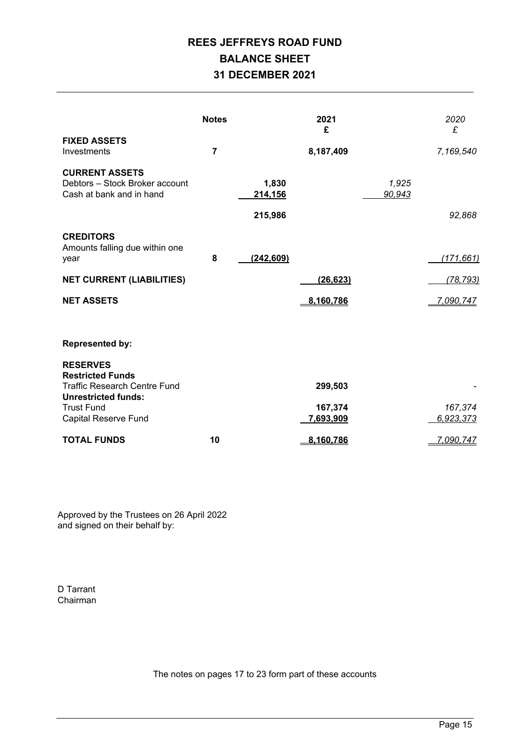# REES JEFFREYS ROAD FUND

## BALANCE SHEET

## 31 DECEMBER 2021

| | Notes | | 2021 £ | | 2020 £ |
|---|---|---|---|---|---|
| **FIXED ASSETS** | | | | | |
| Investments | **7** | | **8,187,409** | | *7,169,540* |
| **CURRENT ASSETS** | | | | | |
| Debtors – Stock Broker account | | **1,830** | | *1,925* | |
| Cash at bank and in hand | | **214,156** | | *90,943* | |
| | | **215,986** | | | *92,868* |
| **CREDITORS** | | | | | |
| Amounts falling due within one year | **8** | **(242,609)** | | | *(171,661)* |
| **NET CURRENT (LIABILITIES)** | | | **(26,623)** | | *(78,793)* |
| **NET ASSETS** | | | **8,160,786** | | *7,090,747* |
| | | | | | |
| **Represented by:** | | | | | |
| **RESERVES** | | | | | |
| **Restricted Funds** | | | | | |
| Traffic Research Centre Fund | | | **299,503** | | - |
| **Unrestricted funds:** | | | | | |
| Trust Fund | | | **167,374** | | *167,374* |
| Capital Reserve Fund | | | **7,693,909** | | *6,923,373* |
| **TOTAL FUNDS** | **10** | | **8,160,786** | | *7,090,747* |

Approved by the Trustees on 26 April 2022
and signed on their behalf by:

D Tarrant
Chairman

The notes on pages 17 to 23 form part of these accounts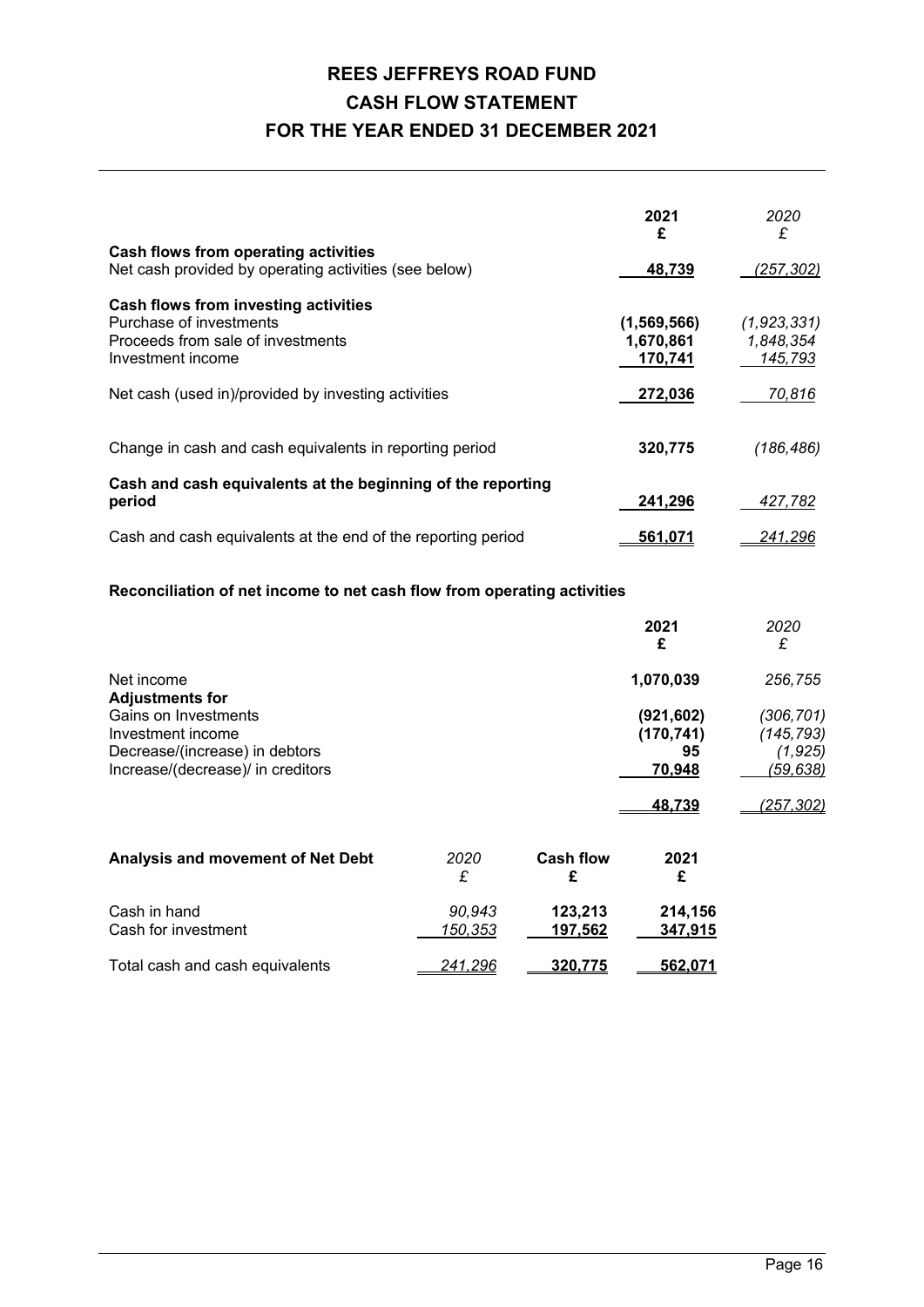# REES JEFFREYS ROAD FUND
## CASH FLOW STATEMENT
## FOR THE YEAR ENDED 31 DECEMBER 2021

| | 2021 £ | 2020 £ |
|---|---|---|
| **Cash flows from operating activities** | | |
| Net cash provided by operating activities (see below) | **48,739** | *(257,302)* |
| **Cash flows from investing activities** | | |
| Purchase of investments | **(1,569,566)** | *(1,923,331)* |
| Proceeds from sale of investments | **1,670,861** | *1,848,354* |
| Investment income | **170,741** | *145,793* |
| Net cash (used in)/provided by investing activities | **272,036** | *70,816* |
| Change in cash and cash equivalents in reporting period | **320,775** | *(186,486)* |
| **Cash and cash equivalents at the beginning of the reporting period** | **241,296** | *427,782* |
| Cash and cash equivalents at the end of the reporting period | **561,071** | *241,296* |

**Reconciliation of net income to net cash flow from operating activities**

| | 2021 £ | 2020 £ |
|---|---|---|
| Net income | **1,070,039** | *256,755* |
| **Adjustments for** | | |
| Gains on Investments | **(921,602)** | *(306,701)* |
| Investment income | **(170,741)** | *(145,793)* |
| Decrease/(increase) in debtors | **95** | *(1,925)* |
| Increase/(decrease)/ in creditors | **70,948** | *(59,638)* |
| | **48,739** | *(257,302)* |

| **Analysis and movement of Net Debt** | 2020 £ | Cash flow £ | 2021 £ |
|---|---|---|---|
| Cash in hand | *90,943* | **123,213** | **214,156** |
| Cash for investment | *150,353* | **197,562** | **347,915** |
| Total cash and cash equivalents | *241,296* | **320,775** | **562,071** |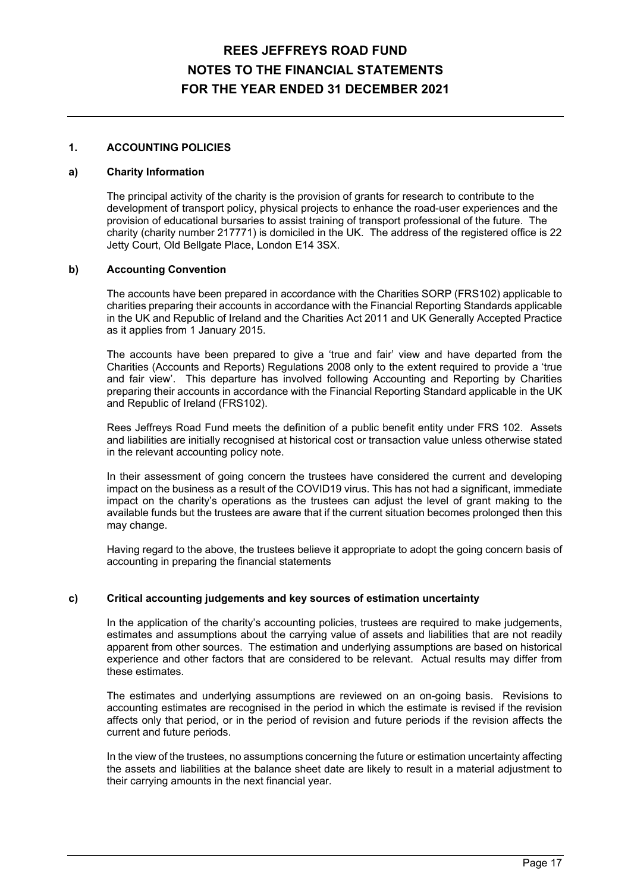# REES JEFFREYS ROAD FUND
# NOTES TO THE FINANCIAL STATEMENTS
# FOR THE YEAR ENDED 31 DECEMBER 2021

## 1. ACCOUNTING POLICIES

### a) Charity Information

The principal activity of the charity is the provision of grants for research to contribute to the development of transport policy, physical projects to enhance the road-user experiences and the provision of educational bursaries to assist training of transport professional of the future. The charity (charity number 217771) is domiciled in the UK. The address of the registered office is 22 Jetty Court, Old Bellgate Place, London E14 3SX.

### b) Accounting Convention

The accounts have been prepared in accordance with the Charities SORP (FRS102) applicable to charities preparing their accounts in accordance with the Financial Reporting Standards applicable in the UK and Republic of Ireland and the Charities Act 2011 and UK Generally Accepted Practice as it applies from 1 January 2015.

The accounts have been prepared to give a 'true and fair' view and have departed from the Charities (Accounts and Reports) Regulations 2008 only to the extent required to provide a 'true and fair view'. This departure has involved following Accounting and Reporting by Charities preparing their accounts in accordance with the Financial Reporting Standard applicable in the UK and Republic of Ireland (FRS102).

Rees Jeffreys Road Fund meets the definition of a public benefit entity under FRS 102. Assets and liabilities are initially recognised at historical cost or transaction value unless otherwise stated in the relevant accounting policy note.

In their assessment of going concern the trustees have considered the current and developing impact on the business as a result of the COVID19 virus. This has not had a significant, immediate impact on the charity's operations as the trustees can adjust the level of grant making to the available funds but the trustees are aware that if the current situation becomes prolonged then this may change.

Having regard to the above, the trustees believe it appropriate to adopt the going concern basis of accounting in preparing the financial statements

### c) Critical accounting judgements and key sources of estimation uncertainty

In the application of the charity's accounting policies, trustees are required to make judgements, estimates and assumptions about the carrying value of assets and liabilities that are not readily apparent from other sources. The estimation and underlying assumptions are based on historical experience and other factors that are considered to be relevant. Actual results may differ from these estimates.

The estimates and underlying assumptions are reviewed on an on-going basis. Revisions to accounting estimates are recognised in the period in which the estimate is revised if the revision affects only that period, or in the period of revision and future periods if the revision affects the current and future periods.

In the view of the trustees, no assumptions concerning the future or estimation uncertainty affecting the assets and liabilities at the balance sheet date are likely to result in a material adjustment to their carrying amounts in the next financial year.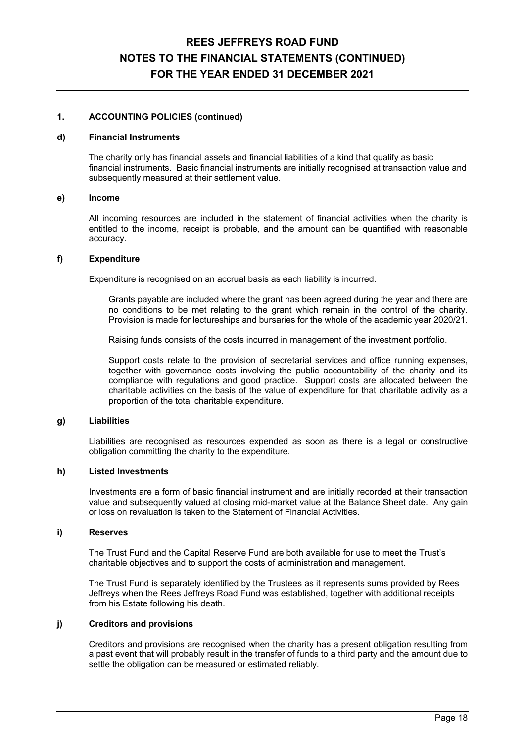# REES JEFFREYS ROAD FUND
# NOTES TO THE FINANCIAL STATEMENTS (CONTINUED)
# FOR THE YEAR ENDED 31 DECEMBER 2021

## 1. ACCOUNTING POLICIES (continued)

### d) Financial Instruments

The charity only has financial assets and financial liabilities of a kind that qualify as basic financial instruments. Basic financial instruments are initially recognised at transaction value and subsequently measured at their settlement value.

### e) Income

All incoming resources are included in the statement of financial activities when the charity is entitled to the income, receipt is probable, and the amount can be quantified with reasonable accuracy.

### f) Expenditure

Expenditure is recognised on an accrual basis as each liability is incurred.

Grants payable are included where the grant has been agreed during the year and there are no conditions to be met relating to the grant which remain in the control of the charity. Provision is made for lectureships and bursaries for the whole of the academic year 2020/21.

Raising funds consists of the costs incurred in management of the investment portfolio.

Support costs relate to the provision of secretarial services and office running expenses, together with governance costs involving the public accountability of the charity and its compliance with regulations and good practice. Support costs are allocated between the charitable activities on the basis of the value of expenditure for that charitable activity as a proportion of the total charitable expenditure.

### g) Liabilities

Liabilities are recognised as resources expended as soon as there is a legal or constructive obligation committing the charity to the expenditure.

### h) Listed Investments

Investments are a form of basic financial instrument and are initially recorded at their transaction value and subsequently valued at closing mid-market value at the Balance Sheet date. Any gain or loss on revaluation is taken to the Statement of Financial Activities.

### i) Reserves

The Trust Fund and the Capital Reserve Fund are both available for use to meet the Trust's charitable objectives and to support the costs of administration and management.

The Trust Fund is separately identified by the Trustees as it represents sums provided by Rees Jeffreys when the Rees Jeffreys Road Fund was established, together with additional receipts from his Estate following his death.

### j) Creditors and provisions

Creditors and provisions are recognised when the charity has a present obligation resulting from a past event that will probably result in the transfer of funds to a third party and the amount due to settle the obligation can be measured or estimated reliably.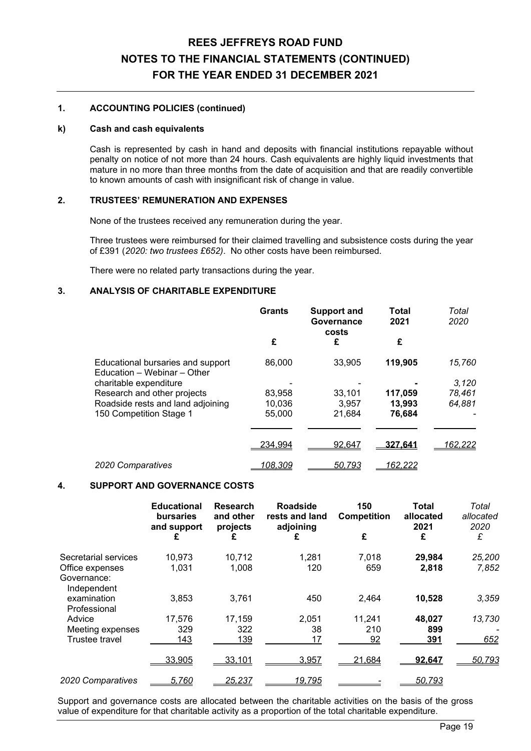# REES JEFFREYS ROAD FUND
# NOTES TO THE FINANCIAL STATEMENTS (CONTINUED)
# FOR THE YEAR ENDED 31 DECEMBER 2021

## 1. ACCOUNTING POLICIES (continued)

### k) Cash and cash equivalents

Cash is represented by cash in hand and deposits with financial institutions repayable without penalty on notice of not more than 24 hours. Cash equivalents are highly liquid investments that mature in no more than three months from the date of acquisition and that are readily convertible to known amounts of cash with insignificant risk of change in value.

## 2. TRUSTEES' REMUNERATION AND EXPENSES

None of the trustees received any remuneration during the year.

Three trustees were reimbursed for their claimed travelling and subsistence costs during the year of £391 (*2020: two trustees £652)*. No other costs have been reimbursed.

There were no related party transactions during the year.

## 3. ANALYSIS OF CHARITABLE EXPENDITURE

| | **Grants** | **Support and Governance costs** | **Total 2021** | *Total 2020* |
|---|---|---|---|---|
| | **£** | **£** | **£** | |
| Educational bursaries and support | 86,000 | 33,905 | **119,905** | *15,760* |
| Education – Webinar – Other charitable expenditure | - | - | **-** | *3,120* |
| Research and other projects | 83,958 | 33,101 | **117,059** | *78,461* |
| Roadside rests and land adjoining | 10,036 | 3,957 | **13,993** | *64,881* |
| 150 Competition Stage 1 | 55,000 | 21,684 | **76,684** | - |
| | 234,994 | 92,647 | **327,641** | *162,222* |
| *2020 Comparatives* | *108,309* | *50,793* | *162,222* | |

## 4. SUPPORT AND GOVERNANCE COSTS

| | **Educational bursaries and support** | **Research and other projects** | **Roadside rests and land adjoining** | **150 Competition** | **Total allocated 2021** | *Total allocated 2020* |
|---|---|---|---|---|---|---|
| | **£** | **£** | **£** | **£** | **£** | *£* |
| Secretarial services | 10,973 | 10,712 | 1,281 | 7,018 | **29,984** | *25,200* |
| Office expenses | 1,031 | 1,008 | 120 | 659 | **2,818** | *7,852* |
| Governance: | | | | | | |
| Independent examination | 3,853 | 3,761 | 450 | 2,464 | **10,528** | *3,359* |
| Professional Advice | 17,576 | 17,159 | 2,051 | 11,241 | **48,027** | *13,730* |
| Meeting expenses | 329 | 322 | 38 | 210 | **899** | - |
| Trustee travel | 143 | 139 | 17 | 92 | **391** | *652* |
| | 33,905 | 33,101 | 3,957 | 21,684 | **92,647** | *50,793* |
| *2020 Comparatives* | *5,760* | *25,237* | *19,795* | - | *50,793* | |

Support and governance costs are allocated between the charitable activities on the basis of the gross value of expenditure for that charitable activity as a proportion of the total charitable expenditure.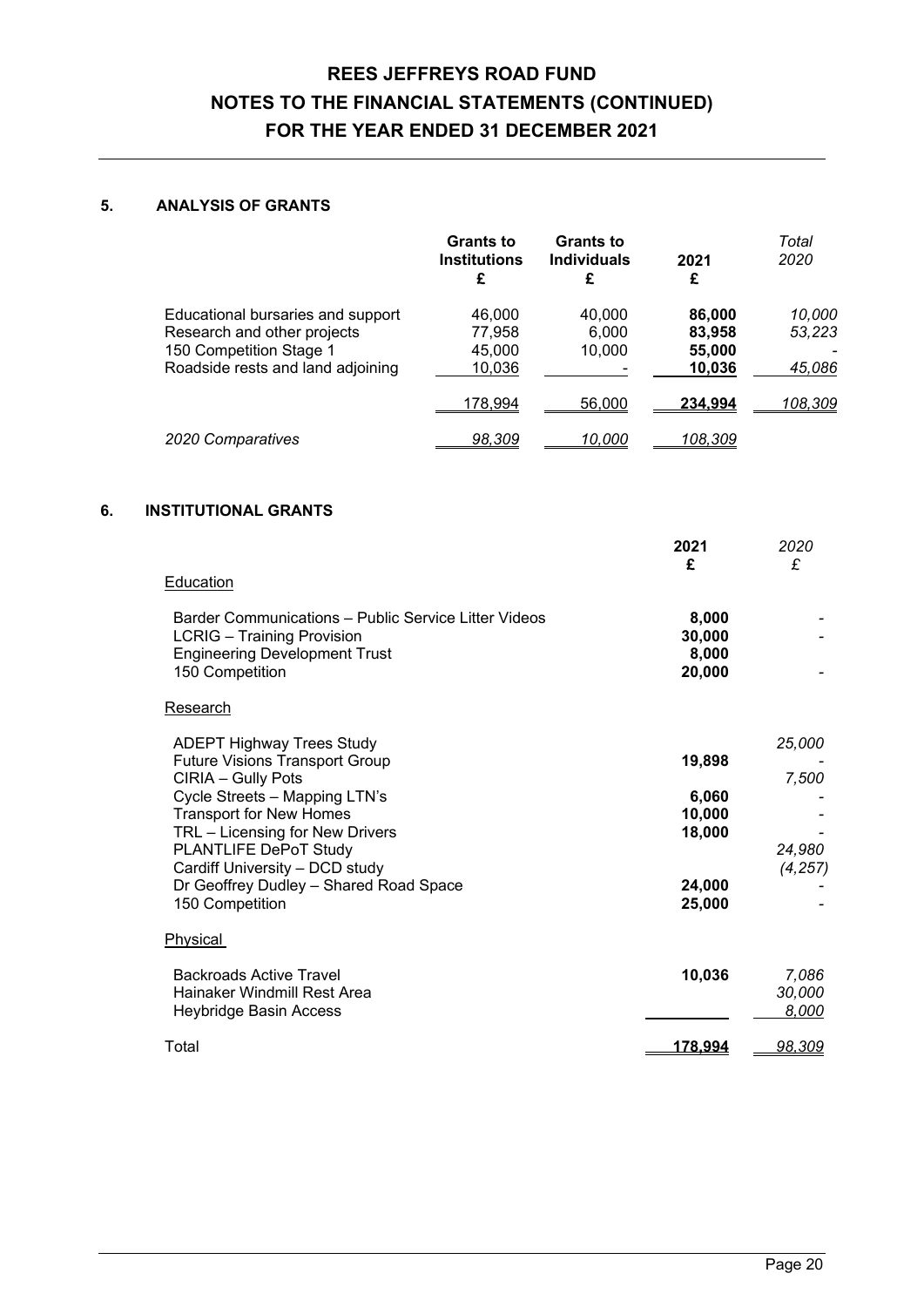# REES JEFFREYS ROAD FUND
# NOTES TO THE FINANCIAL STATEMENTS (CONTINUED)
# FOR THE YEAR ENDED 31 DECEMBER 2021

## 5. ANALYSIS OF GRANTS

| | Grants to Institutions £ | Grants to Individuals £ | 2021 £ | *Total 2020* |
|---|---|---|---|---|
| Educational bursaries and support | 46,000 | 40,000 | **86,000** | *10,000* |
| Research and other projects | 77,958 | 6,000 | **83,958** | *53,223* |
| 150 Competition Stage 1 | 45,000 | 10,000 | **55,000** | - |
| Roadside rests and land adjoining | 10,036 | - | **10,036** | *45,086* |
| | 178,994 | 56,000 | **234,994** | *108,309* |
| *2020 Comparatives* | *98,309* | *10,000* | *108,309* | |

## 6. INSTITUTIONAL GRANTS

| | 2021 £ | *2020 £* |
|---|---|---|
| Education | | |
| Barder Communications – Public Service Litter Videos | **8,000** | - |
| LCRIG – Training Provision | **30,000** | - |
| Engineering Development Trust | **8,000** | - |
| 150 Competition | **20,000** | - |
| Research | | |
| ADEPT Highway Trees Study | | *25,000* |
| Future Visions Transport Group | **19,898** | - |
| CIRIA – Gully Pots | | *7,500* |
| Cycle Streets – Mapping LTN's | **6,060** | - |
| Transport for New Homes | **10,000** | - |
| TRL – Licensing for New Drivers | **18,000** | - |
| PLANTLIFE DePoT Study | | *24,980* |
| Cardiff University – DCD study | | *(4,257)* |
| Dr Geoffrey Dudley – Shared Road Space | **24,000** | - |
| 150 Competition | **25,000** | - |
| Physical | | |
| Backroads Active Travel | **10,036** | *7,086* |
| Hainaker Windmill Rest Area | | *30,000* |
| Heybridge Basin Access | | *8,000* |
| Total | **178,994** | *98,309* |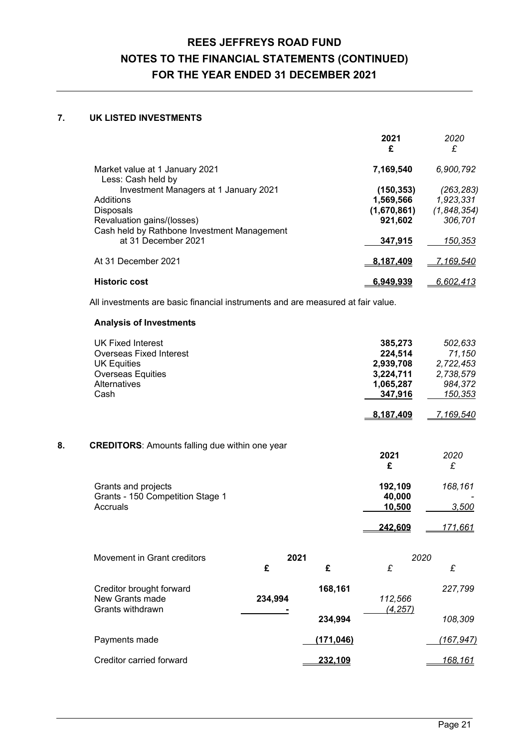## 7. UK LISTED INVESTMENTS

| | 2021 £ | *2020 £* |
|---|---|---|
| Market value at 1 January 2021 | **7,169,540** | *6,900,792* |
| Less: Cash held by Investment Managers at 1 January 2021 | **(150,353)** | *(263,283)* |
| Additions | **1,569,566** | *1,923,331* |
| Disposals | **(1,670,861)** | *(1,848,354)* |
| Revaluation gains/(losses) | **921,602** | *306,701* |
| Cash held by Rathbone Investment Management at 31 December 2021 | **347,915** | *150,353* |
| At 31 December 2021 | **8,187,409** | *7,169,540* |
| **Historic cost** | **6,949,939** | *6,602,413* |

All investments are basic financial instruments and are measured at fair value.

**Analysis of Investments**

| | 2021 £ | *2020 £* |
|---|---|---|
| UK Fixed Interest | **385,273** | *502,633* |
| Overseas Fixed Interest | **224,514** | *71,150* |
| UK Equities | **2,939,708** | *2,722,453* |
| Overseas Equities | **3,224,711** | *2,738,579* |
| Alternatives | **1,065,287** | *984,372* |
| Cash | **347,916** | *150,353* |
| | **8,187,409** | *7,169,540* |

## 8. CREDITORS: Amounts falling due within one year

| | 2021 £ | *2020 £* |
|---|---|---|
| Grants and projects | **192,109** | *168,161* |
| Grants - 150 Competition Stage 1 | **40,000** | *-* |
| Accruals | **10,500** | *3,500* |
| | **242,609** | *171,661* |

| Movement in Grant creditors | 2021 £ | 2021 £ | *2020 £* | *2020 £* |
|---|---|---|---|---|
| Creditor brought forward | | **168,161** | | *227,799* |
| New Grants made | **234,994** | | *112,566* | |
| Grants withdrawn | **-** | | *(4,257)* | |
| | | **234,994** | | *108,309* |
| Payments made | | **(171,046)** | | *(167,947)* |
| Creditor carried forward | | **232,109** | | *168,161* |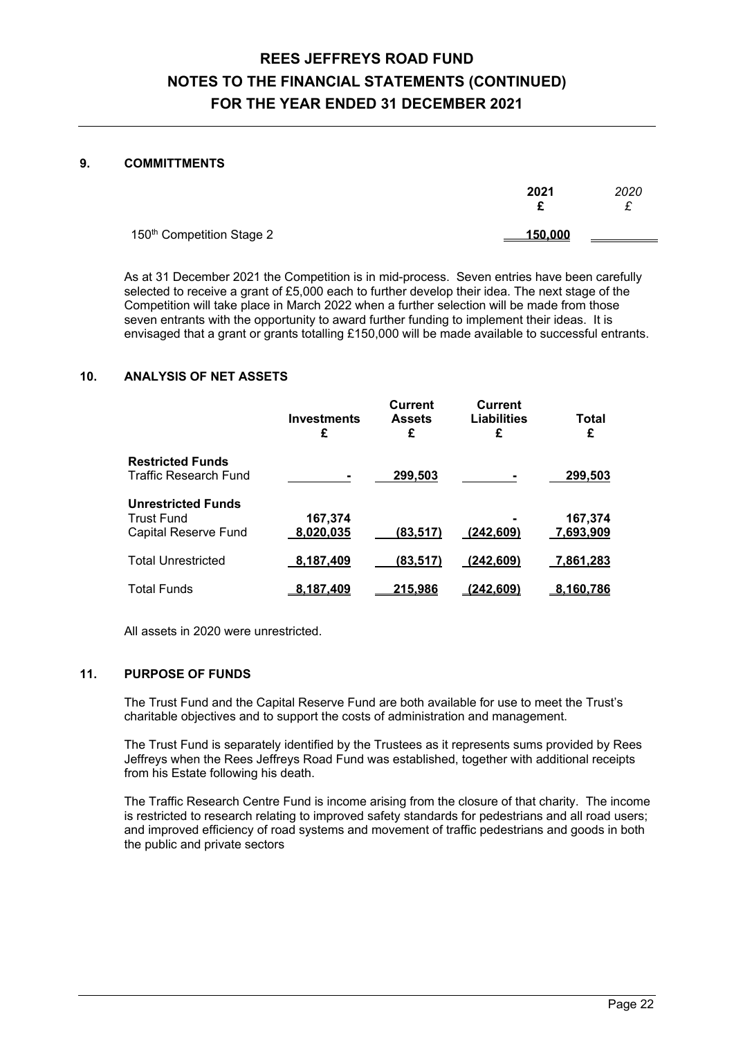# REES JEFFREYS ROAD FUND
# NOTES TO THE FINANCIAL STATEMENTS (CONTINUED)
# FOR THE YEAR ENDED 31 DECEMBER 2021

## 9. COMMITTMENTS

| | 2021 £ | *2020 £* |
|---|---|---|
| 150th Competition Stage 2 | **150,000** | |

As at 31 December 2021 the Competition is in mid-process. Seven entries have been carefully selected to receive a grant of £5,000 each to further develop their idea. The next stage of the Competition will take place in March 2022 when a further selection will be made from those seven entrants with the opportunity to award further funding to implement their ideas. It is envisaged that a grant or grants totalling £150,000 will be made available to successful entrants.

## 10. ANALYSIS OF NET ASSETS

| | Investments £ | Current Assets £ | Current Liabilities £ | Total £ |
|---|---|---|---|---|
| **Restricted Funds** | | | | |
| Traffic Research Fund | **-** | **299,503** | **-** | **299,503** |
| **Unrestricted Funds** | | | | |
| Trust Fund | **167,374** | | **-** | **167,374** |
| Capital Reserve Fund | **8,020,035** | **(83,517)** | **(242,609)** | **7,693,909** |
| Total Unrestricted | **8,187,409** | **(83,517)** | **(242,609)** | **7,861,283** |
| Total Funds | **8,187,409** | **215,986** | **(242,609)** | **8,160,786** |

All assets in 2020 were unrestricted.

## 11. PURPOSE OF FUNDS

The Trust Fund and the Capital Reserve Fund are both available for use to meet the Trust's charitable objectives and to support the costs of administration and management.

The Trust Fund is separately identified by the Trustees as it represents sums provided by Rees Jeffreys when the Rees Jeffreys Road Fund was established, together with additional receipts from his Estate following his death.

The Traffic Research Centre Fund is income arising from the closure of that charity. The income is restricted to research relating to improved safety standards for pedestrians and all road users; and improved efficiency of road systems and movement of traffic pedestrians and goods in both the public and private sectors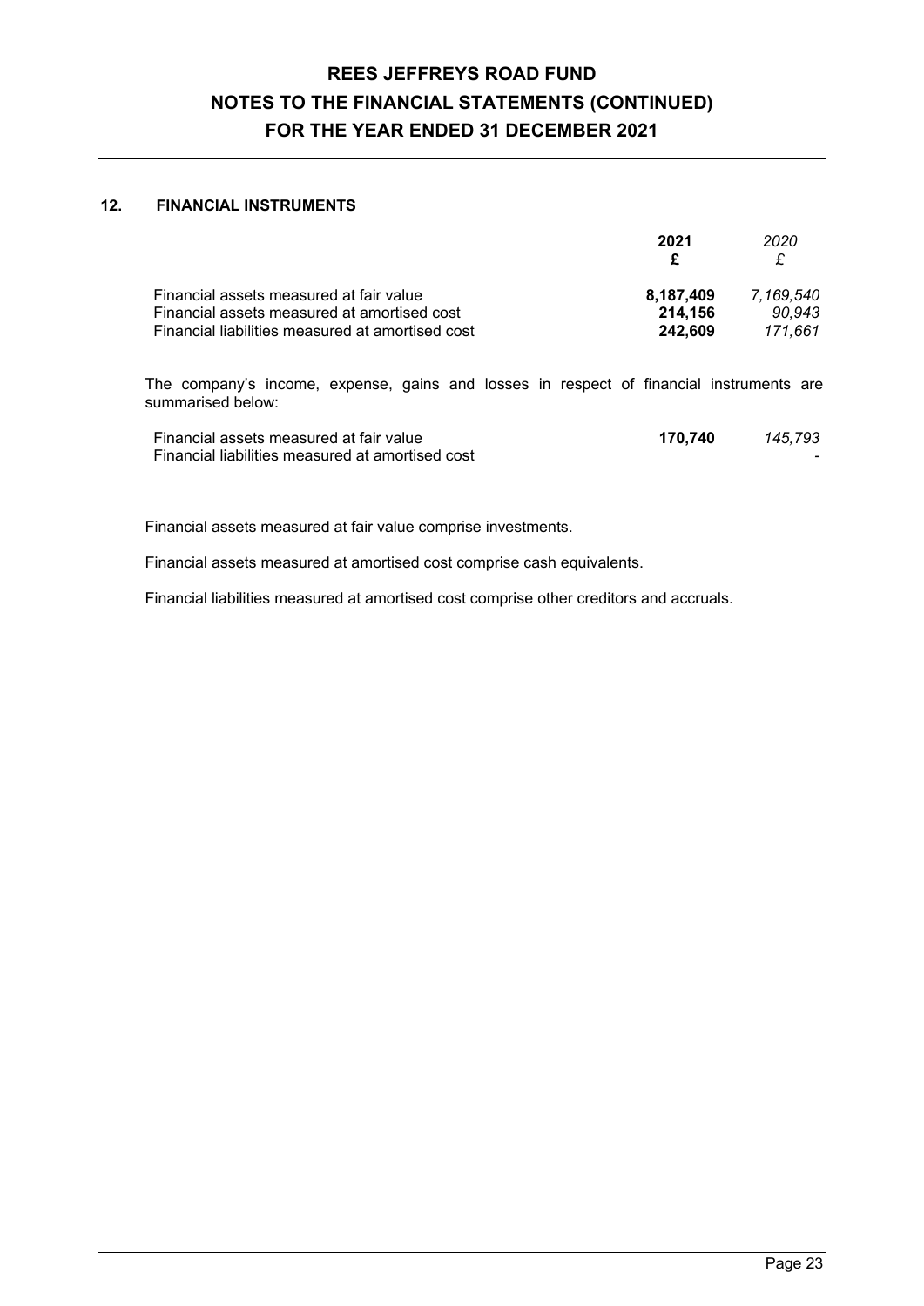## 12. FINANCIAL INSTRUMENTS

| | 2021 £ | 2020 £ |
|---|---|---|
| Financial assets measured at fair value | **8,187,409** | *7,169,540* |
| Financial assets measured at amortised cost | **214,156** | *90,943* |
| Financial liabilities measured at amortised cost | **242,609** | *171,661* |

The company's income, expense, gains and losses in respect of financial instruments are summarised below:

| | 2021 £ | 2020 £ |
|---|---|---|
| Financial assets measured at fair value | **170,740** | *145,793* |
| Financial liabilities measured at amortised cost | | - |

Financial assets measured at fair value comprise investments.

Financial assets measured at amortised cost comprise cash equivalents.

Financial liabilities measured at amortised cost comprise other creditors and accruals.